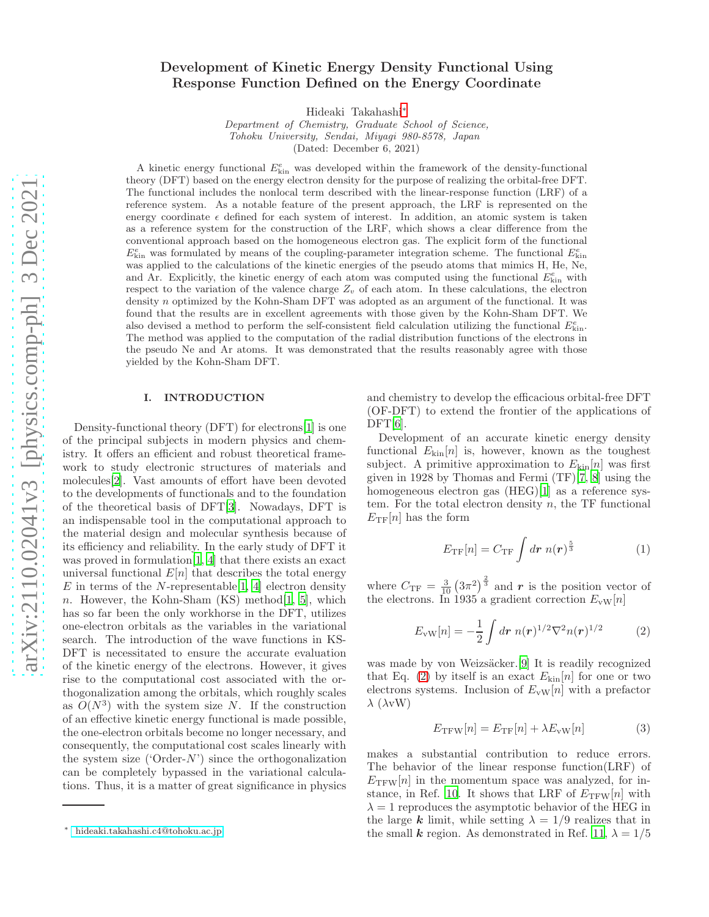# Development of Kinetic Energy Density Functional Using Response Function Defined on the Energy Coordinate

Hideaki Takahashi*

*Department of Chemistry, Graduate School of Science, Tohoku University, Sendai, Miyagi 980-8578, Japan*

(Dated: December 6, 2021)

A kinetic energy functional $E^{\epsilon}_{\rm kin}$ was developed within the framework of the density-functional theory (DFT) based on the energy electron density for the purpose of realizing the orbital-free DFT. The functional includes the nonlocal term described with the linear-response function (LRF) of a reference system. As a notable feature of the present approach, the LRF is represented on the energy coordinate $\epsilon$ defined for each system of interest. In addition, an atomic system is taken as a reference system for the construction of the LRF, which shows a clear difference from the conventional approach based on the homogeneous electron gas. The explicit form of the functional $E^{\epsilon}_{\rm kin}$ was formulated by means of the coupling-parameter integration scheme. The functional $E^{\epsilon}_{\rm kin}$ was applied to the calculations of the kinetic energies of the pseudo atoms that mimics H, He, Ne, and Ar. Explicitly, the kinetic energy of each atom was computed using the functional $E^{\epsilon}_{\rm kin}$ with respect to the variation of the valence charge $Z_v$ of each atom. In these calculations, the electron density $n$ optimized by the Kohn-Sham DFT was adopted as an argument of the functional. It was found that the results are in excellent agreements with those given by the Kohn-Sham DFT. We also devised a method to perform the self-consistent field calculation utilizing the functional $E^{\epsilon}_{\rm kin}$. The method was applied to the computation of the radial distribution functions of the electrons in the pseudo Ne and Ar atoms. It was demonstrated that the results reasonably agree with those yielded by the Kohn-Sham DFT.

## I. INTRODUCTION

Density-functional theory (DFT) for electrons[1] is one of the principal subjects in modern physics and chemistry. It offers an efficient and robust theoretical framework to study electronic structures of materials and molecules[2]. Vast amounts of effort have been devoted to the developments of functionals and to the foundation of the theoretical basis of DFT[3]. Nowadays, DFT is an indispensable tool in the computational approach to the material design and molecular synthesis because of its efficiency and reliability. In the early study of DFT it was proved in formulation[1, 4] that there exists an exact universal functional $E[n]$ that describes the total energy $E$ in terms of the $N$-representable[1, 4] electron density $n$. However, the Kohn-Sham (KS) method[1, 5], which has so far been the only workhorse in the DFT, utilizes one-electron orbitals as the variables in the variational search. The introduction of the wave functions in KS-DFT is necessitated to ensure the accurate evaluation of the kinetic energy of the electrons. However, it gives rise to the computational cost associated with the orthogonalization among the orbitals, which roughly scales as $O(N^3)$ with the system size $N$. If the construction of an effective kinetic energy functional is made possible, the one-electron orbitals become no longer necessary, and consequently, the computational cost scales linearly with the system size ('Order-$N$') since the orthogonalization can be completely bypassed in the variational calculations. Thus, it is a matter of great significance in physics and chemistry to develop the efficacious orbital-free DFT (OF-DFT) to extend the frontier of the applications of DFT[6].

Development of an accurate kinetic energy density functional $E_{\rm kin}[n]$ is, however, known as the toughest subject. A primitive approximation to $E_{\rm kin}[n]$ was first given in 1928 by Thomas and Fermi (TF)[7, 8] using the homogeneous electron gas (HEG)[1] as a reference system. For the total electron density $n$, the TF functional $E_{\rm TF}[n]$ has the form

$$E_{\rm TF}[n] = C_{\rm TF} \int d\boldsymbol{r}\ n(\boldsymbol{r})^{\frac{5}{3}} \tag{1}$$

where $C_{\rm TF} = \frac{3}{10}\left(3\pi^2\right)^{\frac{2}{3}}$ and $\boldsymbol{r}$ is the position vector of the electrons. In 1935 a gradient correction $E_{\rm vW}[n]$

$$E_{\rm vW}[n] = -\frac{1}{2}\int d\boldsymbol{r}\ n(\boldsymbol{r})^{1/2}\nabla^2 n(\boldsymbol{r})^{1/2} \tag{2}$$

was made by von Weizsäcker.[9] It is readily recognized that Eq. (2) by itself is an exact $E_{\rm kin}[n]$ for one or two electrons systems. Inclusion of $E_{\rm vW}[n]$ with a prefactor $\lambda$ ($\lambda$vW)

$$E_{\rm TFW}[n] = E_{\rm TF}[n] + \lambda E_{\rm vW}[n] \tag{3}$$

makes a substantial contribution to reduce errors. The behavior of the linear response function(LRF) of $E_{\rm TFW}[n]$ in the momentum space was analyzed, for instance, in Ref. 10. It shows that LRF of $E_{\rm TFW}[n]$ with $\lambda = 1$ reproduces the asymptotic behavior of the HEG in the large $\boldsymbol{k}$ limit, while setting $\lambda = 1/9$ realizes that in the small $\boldsymbol{k}$ region. As demonstrated in Ref. 11, $\lambda = 1/5$

---

* hideaki.takahashi.c4@tohoku.ac.jp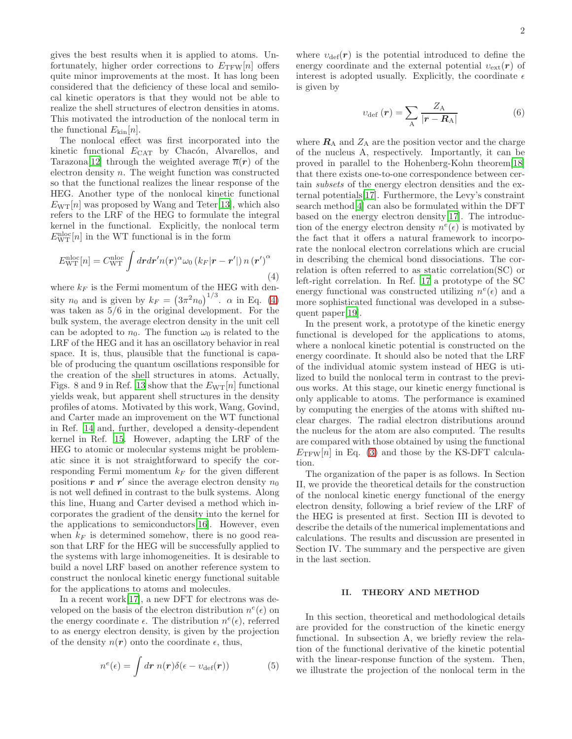gives the best results when it is applied to atoms. Unfortunately, higher order corrections to $E_{\mathrm{TFW}}[n]$ offers quite minor improvements at the most. It has long been considered that the deficiency of these local and semilocal kinetic operators is that they would not be able to realize the shell structures of electron densities in atoms. This motivated the introduction of the nonlocal term in the functional $E_{\mathrm{kin}}[n]$.

The nonlocal effect was first incorporated into the kinetic functional $E_{\mathrm{CAT}}$ by Chacón, Alvarellos, and Tarazona[12] through the weighted average $\overline{n}(\boldsymbol{r})$ of the electron density $n$. The weight function was constructed so that the functional realizes the linear response of the HEG. Another type of the nonlocal kinetic functional $E_{\mathrm{WT}}[n]$ was proposed by Wang and Teter[13], which also refers to the LRF of the HEG to formulate the integral kernel in the functional. Explicitly, the nonlocal term $E^{\mathrm{nloc}}_{\mathrm{WT}}[n]$ in the WT functional is in the form

$$E^{\mathrm{nloc}}_{\mathrm{WT}}[n] = C^{\mathrm{nloc}}_{\mathrm{WT}} \int d\boldsymbol{r} d\boldsymbol{r}' n(\boldsymbol{r})^{\alpha} \omega_0 \left(k_F |\boldsymbol{r} - \boldsymbol{r}'|\right) n\left(\boldsymbol{r}'\right)^{\alpha} \tag{4}$$

where $k_F$ is the Fermi momentum of the HEG with density $n_0$ and is given by $k_F = \left(3\pi^2 n_0\right)^{1/3}$. $\alpha$ in Eq. (4) was taken as $5/6$ in the original development. For the bulk system, the average electron density in the unit cell can be adopted to $n_0$. The function $\omega_0$ is related to the LRF of the HEG and it has an oscillatory behavior in real space. It is, thus, plausible that the functional is capable of producing the quantum oscillations responsible for the creation of the shell structures in atoms. Actually, Figs. 8 and 9 in Ref. 13 show that the $E_{\mathrm{WT}}[n]$ functional yields weak, but apparent shell structures in the density profiles of atoms. Motivated by this work, Wang, Govind, and Carter made an improvement on the WT functional in Ref. 14 and, further, developed a density-dependent kernel in Ref. 15. However, adapting the LRF of the HEG to atomic or molecular systems might be problematic since it is not straightforward to specify the corresponding Fermi momentum $k_F$ for the given different positions $\boldsymbol{r}$ and $\boldsymbol{r}'$ since the average electron density $n_0$ is not well defined in contrast to the bulk systems. Along this line, Huang and Carter devised a method which incorporates the gradient of the density into the kernel for the applications to semiconductors[16]. However, even when $k_F$ is determined somehow, there is no good reason that LRF for the HEG will be successfully applied to the systems with large inhomogeneities. It is desirable to build a novel LRF based on another reference system to construct the nonlocal kinetic energy functional suitable for the applications to atoms and molecules.

In a recent work[17], a new DFT for electrons was developed on the basis of the electron distribution $n^e(\epsilon)$ on the energy coordinate $\epsilon$. The distribution $n^e(\epsilon)$, referred to as energy electron density, is given by the projection of the density $n(\boldsymbol{r})$ onto the coordinate $\epsilon$, thus,

$$n^e(\epsilon) = \int d\boldsymbol{r}\; n(\boldsymbol{r}) \delta(\epsilon - \upsilon_{\mathrm{def}}(\boldsymbol{r})) \tag{5}$$

where $\upsilon_{\mathrm{def}}(\boldsymbol{r})$ is the potential introduced to define the energy coordinate and the external potential $\upsilon_{\mathrm{ext}}(\boldsymbol{r})$ of interest is adopted usually. Explicitly, the coordinate $\epsilon$ is given by

$$\upsilon_{\mathrm{def}}\left(\boldsymbol{r}\right) = \sum_{\mathrm{A}} \frac{Z_{\mathrm{A}}}{|\boldsymbol{r} - \boldsymbol{R}_{\mathrm{A}}|} \tag{6}$$

where $\boldsymbol{R}_{\mathrm{A}}$ and $Z_{\mathrm{A}}$ are the position vector and the charge of the nucleus A, respectively. Importantly, it can be proved in parallel to the Hohenberg-Kohn theorem[18] that there exists one-to-one correspondence between certain *subsets* of the energy electron densities and the external potentials[17]. Furthermore, the Levy's constraint search method[4] can also be formulated within the DFT based on the energy electron density[17]. The introduction of the energy electron density $n^e(\epsilon)$ is motivated by the fact that it offers a natural framework to incorporate the nonlocal electron correlations which are crucial in describing the chemical bond dissociations. The correlation is often referred to as static correlation(SC) or left-right correlation. In Ref. 17 a prototype of the SC energy functional was constructed utilizing $n^e(\epsilon)$ and a more sophisticated functional was developed in a subsequent paper[19].

In the present work, a prototype of the kinetic energy functional is developed for the applications to atoms, where a nonlocal kinetic potential is constructed on the energy coordinate. It should also be noted that the LRF of the individual atomic system instead of HEG is utilized to build the nonlocal term in contrast to the previous works. At this stage, our kinetic energy functional is only applicable to atoms. The performance is examined by computing the energies of the atoms with shifted nuclear charges. The radial electron distributions around the nucleus for the atom are also computed. The results are compared with those obtained by using the functional $E_{\mathrm{TFW}}[n]$ in Eq. (3) and those by the KS-DFT calculation.

The organization of the paper is as follows. In Section II, we provide the theoretical details for the construction of the nonlocal kinetic energy functional of the energy electron density, following a brief review of the LRF of the HEG is presented at first. Section III is devoted to describe the details of the numerical implementations and calculations. The results and discussion are presented in Section IV. The summary and the perspective are given in the last section.

## II. THEORY AND METHOD

In this section, theoretical and methodological details are provided for the construction of the kinetic energy functional. In subsection A, we briefly review the relation of the functional derivative of the kinetic potential with the linear-response function of the system. Then, we illustrate the projection of the nonlocal term in the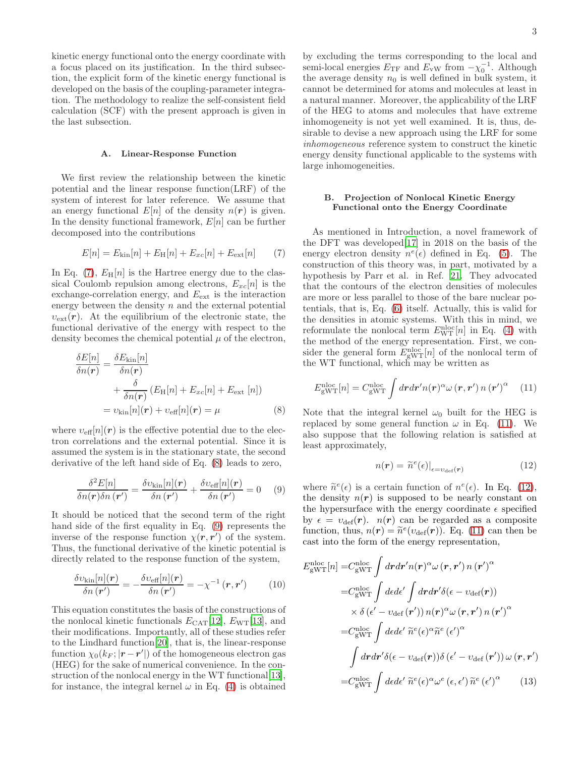kinetic energy functional onto the energy coordinate with a focus placed on its justification. In the third subsection, the explicit form of the kinetic energy functional is developed on the basis of the coupling-parameter integration. The methodology to realize the self-consistent field calculation (SCF) with the present approach is given in the last subsection.

### A. Linear-Response Function

We first review the relationship between the kinetic potential and the linear response function(LRF) of the system of interest for later reference. We assume that an energy functional $E[n]$ of the density $n(\boldsymbol{r})$ is given. In the density functional framework, $E[n]$ can be further decomposed into the contributions

$$E[n] = E_{\mathrm{kin}}[n] + E_{\mathrm{H}}[n] + E_{xc}[n] + E_{\mathrm{ext}}[n] \qquad (7)$$

In Eq. (7), $E_{\mathrm{H}}[n]$ is the Hartree energy due to the classical Coulomb repulsion among electrons, $E_{xc}[n]$ is the exchange-correlation energy, and $E_{\mathrm{ext}}$ is the interaction energy between the density $n$ and the external potential $\upsilon_{\mathrm{ext}}(\boldsymbol{r})$. At the equilibrium of the electronic state, the functional derivative of the energy with respect to the density becomes the chemical potential $\mu$ of the electron,

$$\begin{aligned}\frac{\delta E[n]}{\delta n(\boldsymbol{r})} &= \frac{\delta E_{\mathrm{kin}}[n]}{\delta n(\boldsymbol{r})} \\ &\quad + \frac{\delta}{\delta n(\boldsymbol{r})}\left(E_{\mathrm{H}}[n] + E_{xc}[n] + E_{\mathrm{ext}}\,[n]\right) \\ &= \upsilon_{\mathrm{kin}}[n](\boldsymbol{r}) + \upsilon_{\mathrm{eff}}[n](\boldsymbol{r}) = \mu \end{aligned} \qquad (8)$$

where $\upsilon_{\mathrm{eff}}[n](\boldsymbol{r})$ is the effective potential due to the electron correlations and the external potential. Since it is assumed the system is in the stationary state, the second derivative of the left hand side of Eq. (8) leads to zero,

$$\frac{\delta^2 E[n]}{\delta n(\boldsymbol{r})\delta n(\boldsymbol{r}')} = \frac{\delta \upsilon_{\mathrm{kin}}[n](\boldsymbol{r})}{\delta n(\boldsymbol{r}')} + \frac{\delta \upsilon_{\mathrm{eff}}[n](\boldsymbol{r})}{\delta n(\boldsymbol{r}')} = 0 \qquad (9)$$

It should be noticed that the second term of the right hand side of the first equality in Eq. (9) represents the inverse of the response function $\chi(\boldsymbol{r},\boldsymbol{r}')$ of the system. Thus, the functional derivative of the kinetic potential is directly related to the response function of the system,

$$\frac{\delta \upsilon_{\mathrm{kin}}[n](\boldsymbol{r})}{\delta n(\boldsymbol{r}')} = -\frac{\delta \upsilon_{\mathrm{eff}}[n](\boldsymbol{r})}{\delta n(\boldsymbol{r}')} = -\chi^{-1}(\boldsymbol{r},\boldsymbol{r}') \qquad (10)$$

This equation constitutes the basis of the constructions of the nonlocal kinetic functionals $E_{\mathrm{CAT}}$[12], $E_{\mathrm{WT}}$[13], and their modifications. Importantly, all of these studies refer to the Lindhard function[20], that is, the linear-response function $\chi_0(k_F;|\boldsymbol{r}-\boldsymbol{r}'|)$ of the homogeneous electron gas (HEG) for the sake of numerical convenience. In the construction of the nonlocal energy in the WT functional[13], for instance, the integral kernel $\omega$ in Eq. (4) is obtained by excluding the terms corresponding to the local and semi-local energies $E_{\mathrm{TF}}$ and $E_{\mathrm{vW}}$ from $-\chi_0^{-1}$. Although the average density $n_0$ is well defined in bulk system, it cannot be determined for atoms and molecules at least in a natural manner. Moreover, the applicability of the LRF of the HEG to atoms and molecules that have extreme inhomogeneity is not yet well examined. It is, thus, desirable to devise a new approach using the LRF for some *inhomogeneous* reference system to construct the kinetic energy density functional applicable to the systems with large inhomogeneities.

### B. Projection of Nonlocal Kinetic Energy Functional onto the Energy Coordinate

As mentioned in Introduction, a novel framework of the DFT was developed[17] in 2018 on the basis of the energy electron density $n^e(\epsilon)$ defined in Eq. (5). The construction of this theory was, in part, motivated by a hypothesis by Parr et al. in Ref. [21]. They advocated that the contours of the electron densities of molecules are more or less parallel to those of the bare nuclear potentials, that is, Eq. (6) itself. Actually, this is valid for the densities in atomic systems. With this in mind, we reformulate the nonlocal term $E^{\mathrm{nloc}}_{\mathrm{WT}}[n]$ in Eq. (4) with the method of the energy representation. First, we consider the general form $E^{\mathrm{nloc}}_{\mathrm{gWT}}[n]$ of the nonlocal term of the WT functional, which may be written as

$$E^{\mathrm{nloc}}_{\mathrm{gWT}}[n] = C^{\mathrm{nloc}}_{\mathrm{gWT}} \int d\boldsymbol{r}d\boldsymbol{r}' n(\boldsymbol{r})^{\alpha}\omega(\boldsymbol{r},\boldsymbol{r}')\, n(\boldsymbol{r}')^{\alpha} \qquad (11)$$

Note that the integral kernel $\omega_0$ built for the HEG is replaced by some general function $\omega$ in Eq. (11). We also suppose that the following relation is satisfied at least approximately,

$$n(\boldsymbol{r}) = \widetilde{n}^e(\epsilon)|_{\epsilon=\upsilon_{\mathrm{def}}(\boldsymbol{r})} \qquad (12)$$

where $\widetilde{n}^e(\epsilon)$ is a certain function of $n^e(\epsilon)$. In Eq. (12), the density $n(\boldsymbol{r})$ is supposed to be nearly constant on the hypersurface with the energy coordinate $\epsilon$ specified by $\epsilon = \upsilon_{\mathrm{def}}(\boldsymbol{r})$. $n(\boldsymbol{r})$ can be regarded as a composite function, thus, $n(\boldsymbol{r}) = \widetilde{n}^e(\upsilon_{\mathrm{def}}(\boldsymbol{r}))$. Eq. (11) can then be cast into the form of the energy representation,

$$\begin{aligned}E^{\mathrm{nloc}}_{\mathrm{gWT}}[n] =& C^{\mathrm{nloc}}_{\mathrm{gWT}} \int d\boldsymbol{r}d\boldsymbol{r}' n(\boldsymbol{r})^{\alpha}\omega(\boldsymbol{r},\boldsymbol{r}')\, n(\boldsymbol{r}')^{\alpha} \\ =& C^{\mathrm{nloc}}_{\mathrm{gWT}} \int d\epsilon d\epsilon' \int d\boldsymbol{r}d\boldsymbol{r}' \delta(\epsilon - \upsilon_{\mathrm{def}}(\boldsymbol{r})) \\ &\times \delta(\epsilon' - \upsilon_{\mathrm{def}}(\boldsymbol{r}'))\, n(\boldsymbol{r})^{\alpha}\omega(\boldsymbol{r},\boldsymbol{r}')\, n(\boldsymbol{r}')^{\alpha} \\ =& C^{\mathrm{nloc}}_{\mathrm{gWT}} \int d\epsilon d\epsilon'\, \widetilde{n}^e(\epsilon)^{\alpha}\widetilde{n}^e(\epsilon')^{\alpha} \\ & \int d\boldsymbol{r}d\boldsymbol{r}' \delta(\epsilon - \upsilon_{\mathrm{def}}(\boldsymbol{r}))\delta(\epsilon' - \upsilon_{\mathrm{def}}(\boldsymbol{r}'))\,\omega(\boldsymbol{r},\boldsymbol{r}') \\ =& C^{\mathrm{nloc}}_{\mathrm{gWT}} \int d\epsilon d\epsilon'\, \widetilde{n}^e(\epsilon)^{\alpha}\omega^e(\epsilon,\epsilon')\,\widetilde{n}^e(\epsilon')^{\alpha} \end{aligned} \qquad (13)$$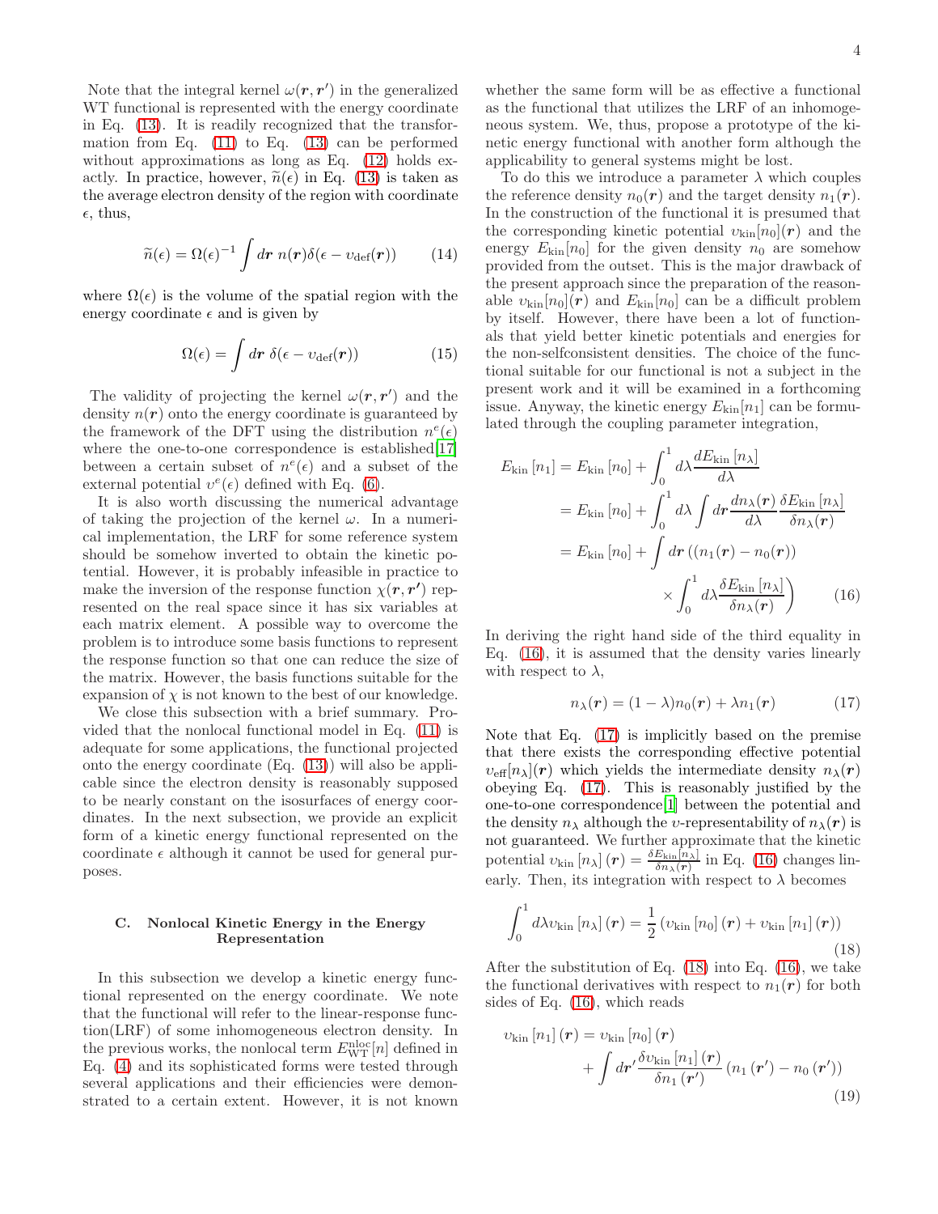Note that the integral kernel $\omega(\boldsymbol{r}, \boldsymbol{r}')$ in the generalized WT functional is represented with the energy coordinate in Eq. (13). It is readily recognized that the transformation from Eq. (11) to Eq. (13) can be performed without approximations as long as Eq. (12) holds exactly. In practice, however, $\widetilde{n}(\epsilon)$ in Eq. (13) is taken as the average electron density of the region with coordinate $\epsilon$, thus,

$$\widetilde{n}(\epsilon) = \Omega(\epsilon)^{-1} \int d\boldsymbol{r}\; n(\boldsymbol{r}) \delta(\epsilon - \upsilon_{\rm def}(\boldsymbol{r})) \tag{14}$$

where $\Omega(\epsilon)$ is the volume of the spatial region with the energy coordinate $\epsilon$ and is given by

$$\Omega(\epsilon) = \int d\boldsymbol{r}\; \delta(\epsilon - \upsilon_{\rm def}(\boldsymbol{r})) \tag{15}$$

The validity of projecting the kernel $\omega(\boldsymbol{r}, \boldsymbol{r}')$ and the density $n(\boldsymbol{r})$ onto the energy coordinate is guaranteed by the framework of the DFT using the distribution $n^e(\epsilon)$ where the one-to-one correspondence is established[17] between a certain subset of $n^e(\epsilon)$ and a subset of the external potential $\upsilon^e(\epsilon)$ defined with Eq. (6).

It is also worth discussing the numerical advantage of taking the projection of the kernel $\omega$. In a numerical implementation, the LRF for some reference system should be somehow inverted to obtain the kinetic potential. However, it is probably infeasible in practice to make the inversion of the response function $\chi(\boldsymbol{r}, \boldsymbol{r}')$ represented on the real space since it has six variables at each matrix element. A possible way to overcome the problem is to introduce some basis functions to represent the response function so that one can reduce the size of the matrix. However, the basis functions suitable for the expansion of $\chi$ is not known to the best of our knowledge.

We close this subsection with a brief summary. Provided that the nonlocal functional model in Eq. (11) is adequate for some applications, the functional projected onto the energy coordinate (Eq. (13)) will also be applicable since the electron density is reasonably supposed to be nearly constant on the isosurfaces of energy coordinates. In the next subsection, we provide an explicit form of a kinetic energy functional represented on the coordinate $\epsilon$ although it cannot be used for general purposes.

### C. Nonlocal Kinetic Energy in the Energy Representation

In this subsection we develop a kinetic energy functional represented on the energy coordinate. We note that the functional will refer to the linear-response function(LRF) of some inhomogeneous electron density. In the previous works, the nonlocal term $E_{\rm WT}^{\rm nloc}[n]$ defined in Eq. (4) and its sophisticated forms were tested through several applications and their efficiencies were demonstrated to a certain extent. However, it is not known whether the same form will be as effective a functional as the functional that utilizes the LRF of an inhomogeneous system. We, thus, propose a prototype of the kinetic energy functional with another form although the applicability to general systems might be lost.

To do this we introduce a parameter $\lambda$ which couples the reference density $n_0(\boldsymbol{r})$ and the target density $n_1(\boldsymbol{r})$. In the construction of the functional it is presumed that the corresponding kinetic potential $\upsilon_{\rm kin}[n_0](\boldsymbol{r})$ and the energy $E_{\rm kin}[n_0]$ for the given density $n_0$ are somehow provided from the outset. This is the major drawback of the present approach since the preparation of the reasonable $\upsilon_{\rm kin}[n_0](\boldsymbol{r})$ and $E_{\rm kin}[n_0]$ can be a difficult problem by itself. However, there have been a lot of functionals that yield better kinetic potentials and energies for the non-selfconsistent densities. The choice of the functional suitable for our functional is not a subject in the present work and it will be examined in a forthcoming issue. Anyway, the kinetic energy $E_{\rm kin}[n_1]$ can be formulated through the coupling parameter integration,

$$\begin{aligned}
E_{\rm kin}[n_1] &= E_{\rm kin}[n_0] + \int_0^1 d\lambda \frac{dE_{\rm kin}[n_\lambda]}{d\lambda} \\
&= E_{\rm kin}[n_0] + \int_0^1 d\lambda \int d\boldsymbol{r} \frac{dn_\lambda(\boldsymbol{r})}{d\lambda} \frac{\delta E_{\rm kin}[n_\lambda]}{\delta n_\lambda(\boldsymbol{r})} \\
&= E_{\rm kin}[n_0] + \int d\boldsymbol{r}\, \Big( (n_1(\boldsymbol{r}) - n_0(\boldsymbol{r})) \\
&\qquad \times \int_0^1 d\lambda \frac{\delta E_{\rm kin}[n_\lambda]}{\delta n_\lambda(\boldsymbol{r})} \Big)
\end{aligned} \tag{16}$$

In deriving the right hand side of the third equality in Eq. (16), it is assumed that the density varies linearly with respect to $\lambda$,

$$n_\lambda(\boldsymbol{r}) = (1-\lambda) n_0(\boldsymbol{r}) + \lambda n_1(\boldsymbol{r}) \tag{17}$$

Note that Eq. (17) is implicitly based on the premise that there exists the corresponding effective potential $\upsilon_{\rm eff}[n_\lambda](\boldsymbol{r})$ which yields the intermediate density $n_\lambda(\boldsymbol{r})$ obeying Eq. (17). This is reasonably justified by the one-to-one correspondence[1] between the potential and the density $n_\lambda$ although the $\upsilon$-representability of $n_\lambda(\boldsymbol{r})$ is not guaranteed. We further approximate that the kinetic potential $\upsilon_{\rm kin}[n_\lambda](\boldsymbol{r}) = \frac{\delta E_{\rm kin}[n_\lambda]}{\delta n_\lambda(\boldsymbol{r})}$ in Eq. (16) changes linearly. Then, its integration with respect to $\lambda$ becomes

$$\int_0^1 d\lambda \upsilon_{\rm kin}[n_\lambda](\boldsymbol{r}) = \frac{1}{2}\left( \upsilon_{\rm kin}[n_0](\boldsymbol{r}) + \upsilon_{\rm kin}[n_1](\boldsymbol{r}) \right) \tag{18}$$

After the substitution of Eq. (18) into Eq. (16), we take the functional derivatives with respect to $n_1(\boldsymbol{r})$ for both sides of Eq. (16), which reads

$$\begin{aligned}
\upsilon_{\rm kin}[n_1](\boldsymbol{r}) &= \upsilon_{\rm kin}[n_0](\boldsymbol{r}) \\
&\quad + \int d\boldsymbol{r}' \frac{\delta \upsilon_{\rm kin}[n_1](\boldsymbol{r})}{\delta n_1(\boldsymbol{r}')} \left( n_1(\boldsymbol{r}') - n_0(\boldsymbol{r}') \right)
\end{aligned} \tag{19}$$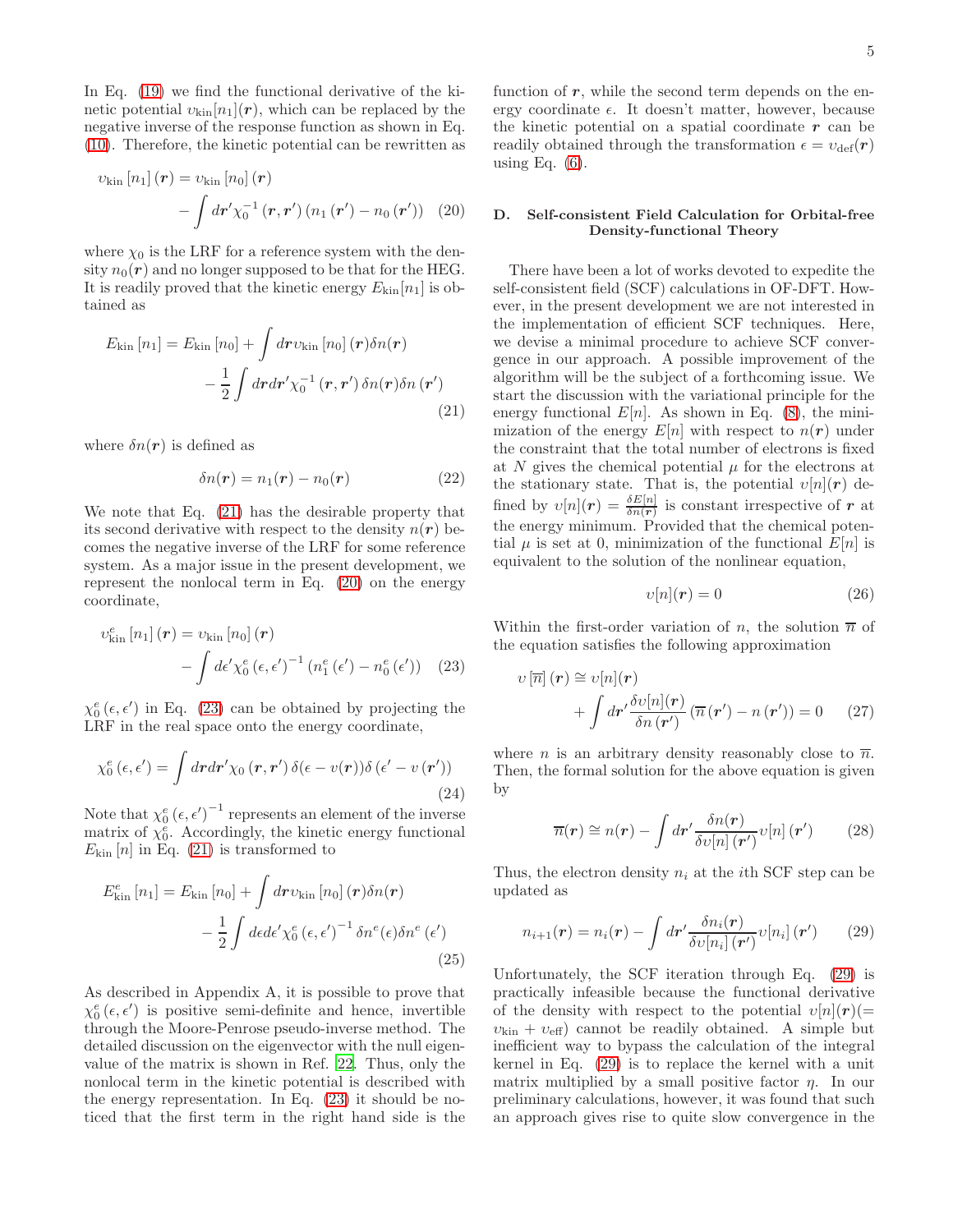In Eq. (19) we find the functional derivative of the kinetic potential $\upsilon_{\mathrm{kin}}[n_1](\boldsymbol{r})$, which can be replaced by the negative inverse of the response function as shown in Eq. (10). Therefore, the kinetic potential can be rewritten as

$$\upsilon_{\mathrm{kin}}\left[n_1\right](\boldsymbol{r}) = \upsilon_{\mathrm{kin}}\left[n_0\right](\boldsymbol{r}) - \int d\boldsymbol{r}' \chi_0^{-1}\left(\boldsymbol{r}, \boldsymbol{r}'\right)\left(n_1\left(\boldsymbol{r}'\right) - n_0\left(\boldsymbol{r}'\right)\right) \quad (20)$$

where $\chi_0$ is the LRF for a reference system with the density $n_0(\boldsymbol{r})$ and no longer supposed to be that for the HEG. It is readily proved that the kinetic energy $E_{\mathrm{kin}}[n_1]$ is obtained as

$$E_{\mathrm{kin}}\left[n_1\right] = E_{\mathrm{kin}}\left[n_0\right] + \int d\boldsymbol{r} \upsilon_{\mathrm{kin}}\left[n_0\right](\boldsymbol{r}) \delta n(\boldsymbol{r}) - \frac{1}{2} \int d\boldsymbol{r} d\boldsymbol{r}' \chi_0^{-1}\left(\boldsymbol{r}, \boldsymbol{r}'\right) \delta n(\boldsymbol{r}) \delta n\left(\boldsymbol{r}'\right) \quad (21)$$

where $\delta n(\boldsymbol{r})$ is defined as

$$\delta n(\boldsymbol{r}) = n_1(\boldsymbol{r}) - n_0(\boldsymbol{r}) \quad (22)$$

We note that Eq. (21) has the desirable property that its second derivative with respect to the density $n(\boldsymbol{r})$ becomes the negative inverse of the LRF for some reference system. As a major issue in the present development, we represent the nonlocal term in Eq. (20) on the energy coordinate,

$$\upsilon_{\mathrm{kin}}^{e}\left[n_1\right](\boldsymbol{r}) = \upsilon_{\mathrm{kin}}\left[n_0\right](\boldsymbol{r}) - \int d\epsilon' \chi_0^{e}\left(\epsilon, \epsilon'\right)^{-1}\left(n_1^{e}\left(\epsilon'\right) - n_0^{e}\left(\epsilon'\right)\right) \quad (23)$$

$\chi_0^e\left(\epsilon, \epsilon'\right)$ in Eq. (23) can be obtained by projecting the LRF in the real space onto the energy coordinate,

$$\chi_0^{e}\left(\epsilon, \epsilon'\right) = \int d\boldsymbol{r} d\boldsymbol{r}' \chi_0\left(\boldsymbol{r}, \boldsymbol{r}'\right) \delta(\epsilon - \upsilon(\boldsymbol{r})) \delta\left(\epsilon' - \upsilon\left(\boldsymbol{r}'\right)\right) \quad (24)$$

Note that $\chi_0^e\left(\epsilon, \epsilon'\right)^{-1}$ represents an element of the inverse matrix of $\chi_0^e$. Accordingly, the kinetic energy functional $E_{\mathrm{kin}}[n]$ in Eq. (21) is transformed to

$$E_{\mathrm{kin}}^{e}\left[n_1\right] = E_{\mathrm{kin}}\left[n_0\right] + \int d\boldsymbol{r} \upsilon_{\mathrm{kin}}\left[n_0\right](\boldsymbol{r}) \delta n(\boldsymbol{r}) - \frac{1}{2} \int d\epsilon d\epsilon' \chi_0^{e}\left(\epsilon, \epsilon'\right)^{-1} \delta n^{e}(\epsilon) \delta n^{e}\left(\epsilon'\right) \quad (25)$$

As described in Appendix A, it is possible to prove that $\chi_0^e\left(\epsilon, \epsilon'\right)$ is positive semi-definite and hence, invertible through the Moore-Penrose pseudo-inverse method. The detailed discussion on the eigenvector with the null eigenvalue of the matrix is shown in Ref. [22]. Thus, only the nonlocal term in the kinetic potential is described with the energy representation. In Eq. (23) it should be noticed that the first term in the right hand side is the function of $\boldsymbol{r}$, while the second term depends on the energy coordinate $\epsilon$. It doesn't matter, however, because the kinetic potential on a spatial coordinate $\boldsymbol{r}$ can be readily obtained through the transformation $\epsilon = \upsilon_{\mathrm{def}}(\boldsymbol{r})$ using Eq. (6).

### D. Self-consistent Field Calculation for Orbital-free Density-functional Theory

There have been a lot of works devoted to expedite the self-consistent field (SCF) calculations in OF-DFT. However, in the present development we are not interested in the implementation of efficient SCF techniques. Here, we devise a minimal procedure to achieve SCF convergence in our approach. A possible improvement of the algorithm will be the subject of a forthcoming issue. We start the discussion with the variational principle for the energy functional $E[n]$. As shown in Eq. (8), the minimization of the energy $E[n]$ with respect to $n(\boldsymbol{r})$ under the constraint that the total number of electrons is fixed at $N$ gives the chemical potential $\mu$ for the electrons at the stationary state. That is, the potential $\upsilon[n](\boldsymbol{r})$ defined by $\upsilon[n](\boldsymbol{r}) = \frac{\delta E[n]}{\delta n(\boldsymbol{r})}$ is constant irrespective of $\boldsymbol{r}$ at the energy minimum. Provided that the chemical potential $\mu$ is set at 0, minimization of the functional $E[n]$ is equivalent to the solution of the nonlinear equation,

$$\upsilon[n](\boldsymbol{r}) = 0 \quad (26)$$

Within the first-order variation of $n$, the solution $\overline{n}$ of the equation satisfies the following approximation

$$\upsilon\left[\overline{n}\right](\boldsymbol{r}) \cong \upsilon[n](\boldsymbol{r}) + \int d\boldsymbol{r}' \frac{\delta \upsilon[n](\boldsymbol{r})}{\delta n\left(\boldsymbol{r}'\right)}\left(\overline{n}\left(\boldsymbol{r}'\right) - n\left(\boldsymbol{r}'\right)\right) = 0 \quad (27)$$

where $n$ is an arbitrary density reasonably close to $\overline{n}$. Then, the formal solution for the above equation is given by

$$\overline{n}(\boldsymbol{r}) \cong n(\boldsymbol{r}) - \int d\boldsymbol{r}' \frac{\delta n(\boldsymbol{r})}{\delta \upsilon[n]\left(\boldsymbol{r}'\right)} \upsilon[n]\left(\boldsymbol{r}'\right) \quad (28)$$

Thus, the electron density $n_i$ at the $i$th SCF step can be updated as

$$n_{i+1}(\boldsymbol{r}) = n_i(\boldsymbol{r}) - \int d\boldsymbol{r}' \frac{\delta n_i(\boldsymbol{r})}{\delta \upsilon[n_i]\left(\boldsymbol{r}'\right)} \upsilon[n_i]\left(\boldsymbol{r}'\right) \quad (29)$$

Unfortunately, the SCF iteration through Eq. (29) is practically infeasible because the functional derivative of the density with respect to the potential $\upsilon[n](\boldsymbol{r})(= \upsilon_{\mathrm{kin}} + \upsilon_{\mathrm{eff}})$ cannot be readily obtained. A simple but inefficient way to bypass the calculation of the integral kernel in Eq. (29) is to replace the kernel with a unit matrix multiplied by a small positive factor $\eta$. In our preliminary calculations, however, it was found that such an approach gives rise to quite slow convergence in the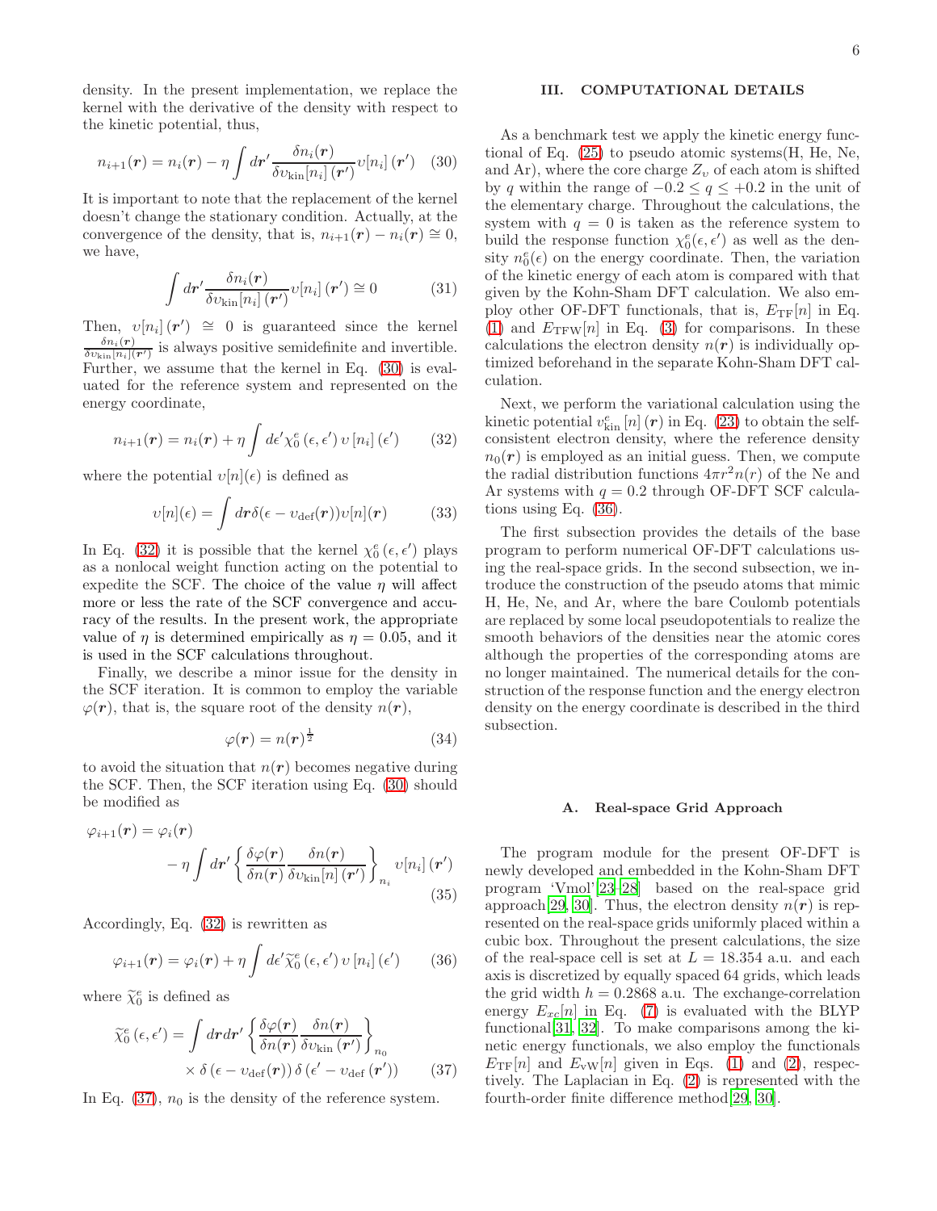density. In the present implementation, we replace the kernel with the derivative of the density with respect to the kinetic potential, thus,

$$n_{i+1}(\boldsymbol{r}) = n_i(\boldsymbol{r}) - \eta \int d\boldsymbol{r}' \frac{\delta n_i(\boldsymbol{r})}{\delta v_{\mathrm{kin}}[n_i]\,(\boldsymbol{r}')} v[n_i]\,(\boldsymbol{r}') \quad (30)$$

It is important to note that the replacement of the kernel doesn't change the stationary condition. Actually, at the convergence of the density, that is, $n_{i+1}(\boldsymbol{r}) - n_i(\boldsymbol{r}) \cong 0$, we have,

$$\int d\boldsymbol{r}' \frac{\delta n_i(\boldsymbol{r})}{\delta v_{\mathrm{kin}}[n_i]\,(\boldsymbol{r}')} v[n_i]\,(\boldsymbol{r}') \cong 0 \quad (31)$$

Then, $v[n_i]\,(\boldsymbol{r}') \cong 0$ is guaranteed since the kernel $\frac{\delta n_i(\boldsymbol{r})}{\delta v_{\mathrm{kin}}[n_i](\boldsymbol{r}')}$ is always positive semidefinite and invertible. Further, we assume that the kernel in Eq. (30) is evaluated for the reference system and represented on the energy coordinate,

$$n_{i+1}(\boldsymbol{r}) = n_i(\boldsymbol{r}) + \eta \int d\epsilon' \chi_0^e\,(\epsilon, \epsilon')\, v\,[n_i]\,(\epsilon') \quad (32)$$

where the potential $v[n](\epsilon)$ is defined as

$$v[n](\epsilon) = \int d\boldsymbol{r} \delta(\epsilon - v_{\mathrm{def}}(\boldsymbol{r})) v[n](\boldsymbol{r}) \quad (33)$$

In Eq. (32) it is possible that the kernel $\chi_0^e\,(\epsilon, \epsilon')$ plays as a nonlocal weight function acting on the potential to expedite the SCF. The choice of the value $\eta$ will affect more or less the rate of the SCF convergence and accuracy of the results. In the present work, the appropriate value of $\eta$ is determined empirically as $\eta = 0.05$, and it is used in the SCF calculations throughout.

Finally, we describe a minor issue for the density in the SCF iteration. It is common to employ the variable $\varphi(\boldsymbol{r})$, that is, the square root of the density $n(\boldsymbol{r})$,

$$\varphi(\boldsymbol{r}) = n(\boldsymbol{r})^{\frac{1}{2}} \quad (34)$$

to avoid the situation that $n(\boldsymbol{r})$ becomes negative during the SCF. Then, the SCF iteration using Eq. (30) should be modified as

$$\varphi_{i+1}(\boldsymbol{r}) = \varphi_i(\boldsymbol{r}) - \eta \int d\boldsymbol{r}' \left\{ \frac{\delta \varphi(\boldsymbol{r})}{\delta n(\boldsymbol{r})} \frac{\delta n(\boldsymbol{r})}{\delta v_{\mathrm{kin}}[n]\,(\boldsymbol{r}')} \right\}_{n_i} v[n_i]\,(\boldsymbol{r}') \quad (35)$$

Accordingly, Eq. (32) is rewritten as

$$\varphi_{i+1}(\boldsymbol{r}) = \varphi_i(\boldsymbol{r}) + \eta \int d\epsilon' \widetilde{\chi}_0^e\,(\epsilon, \epsilon')\, v\,[n_i]\,(\epsilon') \quad (36)$$

where $\widetilde{\chi}_0^e$ is defined as

$$\widetilde{\chi}_0^e\,(\epsilon, \epsilon') = \int d\boldsymbol{r} d\boldsymbol{r}' \left\{ \frac{\delta \varphi(\boldsymbol{r})}{\delta n(\boldsymbol{r})} \frac{\delta n(\boldsymbol{r})}{\delta v_{\mathrm{kin}}\,(\boldsymbol{r}')} \right\}_{n_0} \times \delta\,(\epsilon - v_{\mathrm{def}}(\boldsymbol{r}))\, \delta\,(\epsilon' - v_{\mathrm{def}}\,(\boldsymbol{r}')) \quad (37)$$

In Eq. (37), $n_0$ is the density of the reference system.

## III. COMPUTATIONAL DETAILS

As a benchmark test we apply the kinetic energy functional of Eq. (25) to pseudo atomic systems(H, He, Ne, and Ar), where the core charge $Z_v$ of each atom is shifted by $q$ within the range of $-0.2 \leq q \leq +0.2$ in the unit of the elementary charge. Throughout the calculations, the system with $q = 0$ is taken as the reference system to build the response function $\chi_0^e(\epsilon, \epsilon')$ as well as the density $n_0^e(\epsilon)$ on the energy coordinate. Then, the variation of the kinetic energy of each atom is compared with that given by the Kohn-Sham DFT calculation. We also employ other OF-DFT functionals, that is, $E_{\mathrm{TF}}[n]$ in Eq. (1) and $E_{\mathrm{TFW}}[n]$ in Eq. (3) for comparisons. In these calculations the electron density $n(\boldsymbol{r})$ is individually optimized beforehand in the separate Kohn-Sham DFT calculation.

Next, we perform the variational calculation using the kinetic potential $v_{\mathrm{kin}}^e[n]\,(\boldsymbol{r})$ in Eq. (23) to obtain the self-consistent electron density, where the reference density $n_0(\boldsymbol{r})$ is employed as an initial guess. Then, we compute the radial distribution functions $4\pi r^2 n(r)$ of the Ne and Ar systems with $q = 0.2$ through OF-DFT SCF calculations using Eq. (36).

The first subsection provides the details of the base program to perform numerical OF-DFT calculations using the real-space grids. In the second subsection, we introduce the construction of the pseudo atoms that mimic H, He, Ne, and Ar, where the bare Coulomb potentials are replaced by some local pseudopotentials to realize the smooth behaviors of the densities near the atomic cores although the properties of the corresponding atoms are no longer maintained. The numerical details for the construction of the response function and the energy electron density on the energy coordinate is described in the third subsection.

### A. Real-space Grid Approach

The program module for the present OF-DFT is newly developed and embedded in the Kohn-Sham DFT program 'Vmol'[23–28] based on the real-space grid approach[29, 30]. Thus, the electron density $n(\boldsymbol{r})$ is represented on the real-space grids uniformly placed within a cubic box. Throughout the present calculations, the size of the real-space cell is set at $L = 18.354$ a.u. and each axis is discretized by equally spaced 64 grids, which leads the grid width $h = 0.2868$ a.u. The exchange-correlation energy $E_{xc}[n]$ in Eq. (7) is evaluated with the BLYP functional[31, 32]. To make comparisons among the kinetic energy functionals, we also employ the functionals $E_{\mathrm{TF}}[n]$ and $E_{\mathrm{vW}}[n]$ given in Eqs. (1) and (2), respectively. The Laplacian in Eq. (2) is represented with the fourth-order finite difference method[29, 30].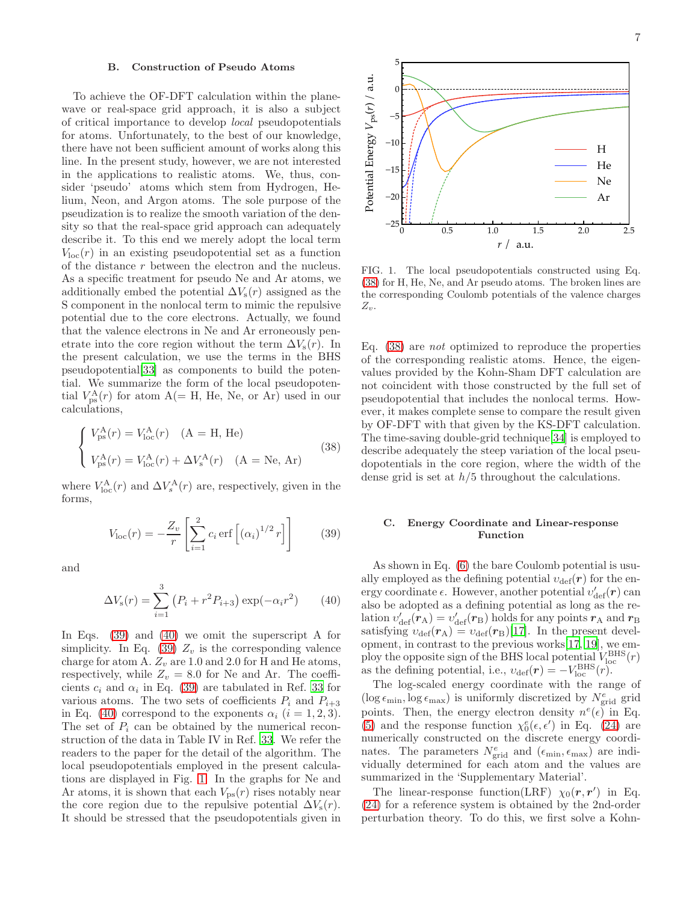### B. Construction of Pseudo Atoms

To achieve the OF-DFT calculation within the plane-wave or real-space grid approach, it is also a subject of critical importance to develop *local* pseudopotentials for atoms. Unfortunately, to the best of our knowledge, there have not been sufficient amount of works along this line. In the present study, however, we are not interested in the applications to realistic atoms. We, thus, consider 'pseudo' atoms which stem from Hydrogen, Helium, Neon, and Argon atoms. The sole purpose of the pseudization is to realize the smooth variation of the density so that the real-space grid approach can adequately describe it. To this end we merely adopt the local term $V_{\rm loc}(r)$ in an existing pseudopotential set as a function of the distance $r$ between the electron and the nucleus. As a specific treatment for pseudo Ne and Ar atoms, we additionally embed the potential $\Delta V_{\rm s}(r)$ assigned as the S component in the nonlocal term to mimic the repulsive potential due to the core electrons. Actually, we found that the valence electrons in Ne and Ar erroneously penetrate into the core region without the term $\Delta V_{\rm s}(r)$. In the present calculation, we use the terms in the BHS pseudopotential[33] as components to build the potential. We summarize the form of the local pseudopotential $V_{\rm ps}^{\rm A}(r)$ for atom A(= H, He, Ne, or Ar) used in our calculations,

$$
\begin{cases} V_{\rm ps}^{\rm A}(r) = V_{\rm loc}^{\rm A}(r) \quad ({\rm A} = {\rm H, He}) \\ V_{\rm ps}^{\rm A}(r) = V_{\rm loc}^{\rm A}(r) + \Delta V_{\rm s}^{\rm A}(r) \quad ({\rm A} = {\rm Ne, Ar}) \end{cases} \tag{38}
$$

where $V_{\rm loc}^{\rm A}(r)$ and $\Delta V_s^{\rm A}(r)$ are, respectively, given in the forms,

$$
V_{\rm loc}(r) = -\frac{Z_v}{r}\left[\sum_{i=1}^{2} c_i \,{\rm erf}\left[(\alpha_i)^{1/2} r\right]\right] \tag{39}
$$

and

$$
\Delta V_{\rm s}(r) = \sum_{i=1}^{3}\left(P_i + r^2 P_{i+3}\right)\exp(-\alpha_i r^2) \tag{40}
$$

In Eqs. (39) and (40) we omit the superscript A for simplicity. In Eq. (39) $Z_v$ is the corresponding valence charge for atom A. $Z_v$ are 1.0 and 2.0 for H and He atoms, respectively, while $Z_v = 8.0$ for Ne and Ar. The coefficients $c_i$ and $\alpha_i$ in Eq. (39) are tabulated in Ref. 33 for various atoms. The two sets of coefficients $P_i$ and $P_{i+3}$ in Eq. (40) correspond to the exponents $\alpha_i$ $(i = 1, 2, 3)$. The set of $P_i$ can be obtained by the numerical reconstruction of the data in Table IV in Ref. 33. We refer the readers to the paper for the detail of the algorithm. The local pseudopotentials employed in the present calculations are displayed in Fig. 1. In the graphs for Ne and Ar atoms, it is shown that each $V_{\rm ps}(r)$ rises notably near the core region due to the repulsive potential $\Delta V_{\rm s}(r)$. It should be stressed that the pseudopotentials given in Eq. (38) are *not* optimized to reproduce the properties of the corresponding realistic atoms. Hence, the eigenvalues provided by the Kohn-Sham DFT calculation are not coincident with those constructed by the full set of pseudopotential that includes the nonlocal terms. However, it makes complete sense to compare the result given by OF-DFT with that given by the KS-DFT calculation. The time-saving double-grid technique[34] is employed to describe adequately the steep variation of the local pseudopotentials in the core region, where the width of the dense grid is set at $h/5$ throughout the calculations.

FIG. 1. The local pseudopotentials constructed using Eq. (38) for H, He, Ne, and Ar pseudo atoms. The broken lines are the corresponding Coulomb potentials of the valence charges $Z_v$.

### C. Energy Coordinate and Linear-response Function

As shown in Eq. (6) the bare Coulomb potential is usually employed as the defining potential $\upsilon_{\rm def}(\boldsymbol{r})$ for the energy coordinate $\epsilon$. However, another potential $\upsilon'_{\rm def}(\boldsymbol{r})$ can also be adopted as a defining potential as long as the relation $\upsilon'_{\rm def}(\boldsymbol{r}_{\rm A}) = \upsilon'_{\rm def}(\boldsymbol{r}_{\rm B})$ holds for any points $\boldsymbol{r}_{\rm A}$ and $\boldsymbol{r}_{\rm B}$ satisfying $\upsilon_{\rm def}(\boldsymbol{r}_{\rm A}) = \upsilon_{\rm def}(\boldsymbol{r}_{\rm B})$[17]. In the present development, in contrast to the previous works[17, 19], we employ the opposite sign of the BHS local potential $V_{\rm loc}^{\rm BHS}(r)$ as the defining potential, i.e., $\upsilon_{\rm def}(\boldsymbol{r}) = -V_{\rm loc}^{\rm BHS}(r)$.

The log-scaled energy coordinate with the range of $(\log\epsilon_{\rm min}, \log\epsilon_{\rm max})$ is uniformly discretized by $N_{\rm grid}^{e}$ grid points. Then, the energy electron density $n^e(\epsilon)$ in Eq. (5) and the response function $\chi_0^e(\epsilon,\epsilon')$ in Eq. (24) are numerically constructed on the discrete energy coordinates. The parameters $N_{\rm grid}^{e}$ and $(\epsilon_{\rm min}, \epsilon_{\rm max})$ are individually determined for each atom and the values are summarized in the 'Supplementary Material'.

The linear-response function(LRF) $\chi_0(\boldsymbol{r},\boldsymbol{r}')$ in Eq. (24) for a reference system is obtained by the 2nd-order perturbation theory. To do this, we first solve a Kohn-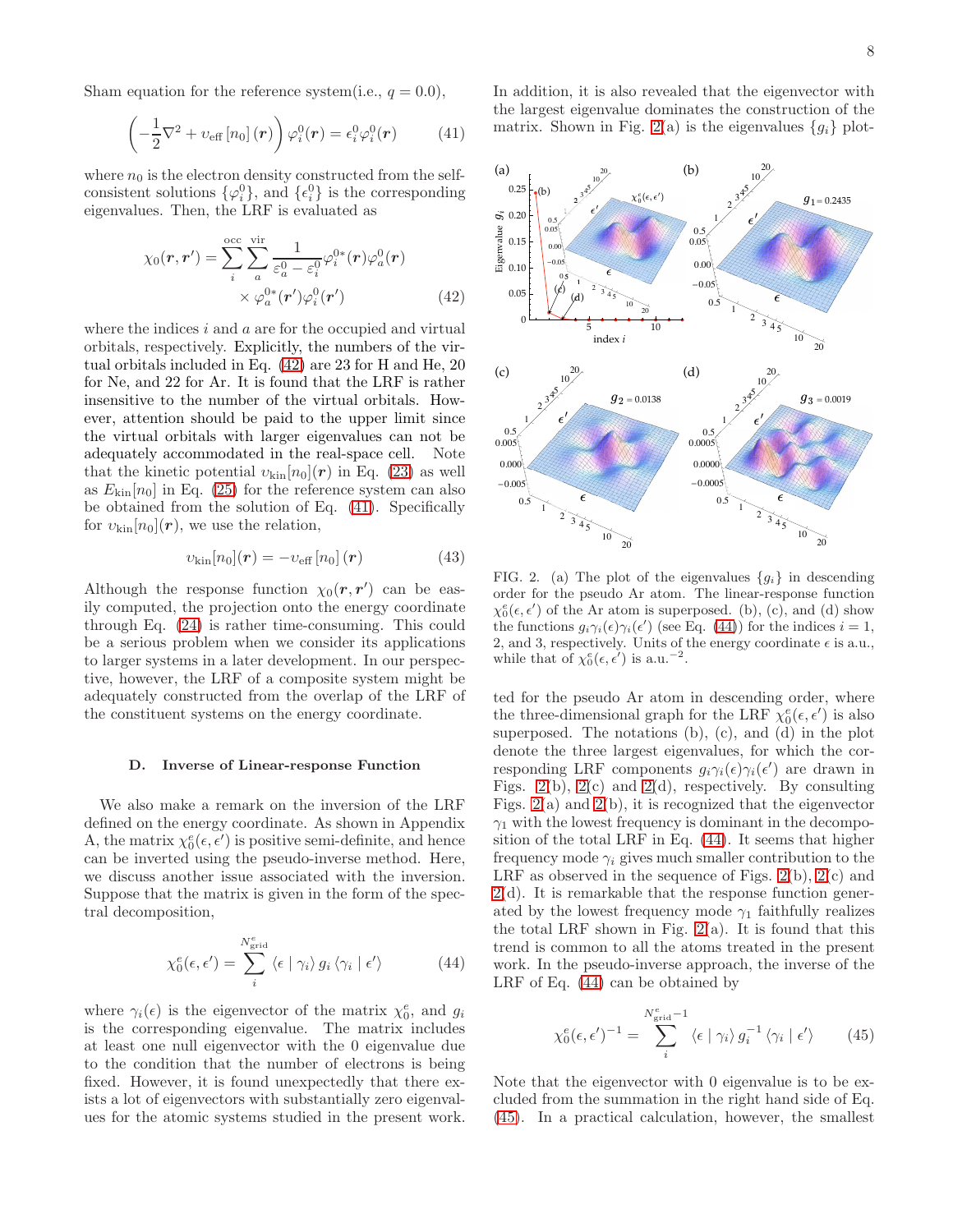Sham equation for the reference system(i.e., $q = 0.0$),

$$\left(-\frac{1}{2}\nabla^2 + v_{\rm eff}\left[n_0\right](\boldsymbol{r})\right)\varphi_i^0(\boldsymbol{r}) = \epsilon_i^0\varphi_i^0(\boldsymbol{r}) \tag{41}$$

where $n_0$ is the electron density constructed from the self-consistent solutions $\{\varphi_i^0\}$, and $\{\epsilon_i^0\}$ is the corresponding eigenvalues. Then, the LRF is evaluated as

$$\chi_0(\boldsymbol{r},\boldsymbol{r}') = \sum_i^{\rm occ}\sum_a^{\rm vir}\frac{1}{\varepsilon_a^0 - \varepsilon_i^0}\varphi_i^{0*}(\boldsymbol{r})\varphi_a^0(\boldsymbol{r}) \times \varphi_a^{0*}(\boldsymbol{r}')\varphi_i^0(\boldsymbol{r}') \tag{42}$$

where the indices $i$ and $a$ are for the occupied and virtual orbitals, respectively. Explicitly, the numbers of the virtual orbitals included in Eq. (42) are 23 for H and He, 20 for Ne, and 22 for Ar. It is found that the LRF is rather insensitive to the number of the virtual orbitals. However, attention should be paid to the upper limit since the virtual orbitals with larger eigenvalues can not be adequately accommodated in the real-space cell. Note that the kinetic potential $v_{\rm kin}[n_0](\boldsymbol{r})$ in Eq. (23) as well as $E_{\rm kin}[n_0]$ in Eq. (25) for the reference system can also be obtained from the solution of Eq. (41). Specifically for $v_{\rm kin}[n_0](\boldsymbol{r})$, we use the relation,

$$v_{\rm kin}[n_0](\boldsymbol{r}) = -v_{\rm eff}\left[n_0\right](\boldsymbol{r}) \tag{43}$$

Although the response function $\chi_0(\boldsymbol{r},\boldsymbol{r}')$ can be easily computed, the projection onto the energy coordinate through Eq. (24) is rather time-consuming. This could be a serious problem when we consider its applications to larger systems in a later development. In our perspective, however, the LRF of a composite system might be adequately constructed from the overlap of the LRF of the constituent systems on the energy coordinate.

### D. Inverse of Linear-response Function

We also make a remark on the inversion of the LRF defined on the energy coordinate. As shown in Appendix A, the matrix $\chi_0^e(\epsilon,\epsilon')$ is positive semi-definite, and hence can be inverted using the pseudo-inverse method. Here, we discuss another issue associated with the inversion. Suppose that the matrix is given in the form of the spectral decomposition,

$$\chi_0^e(\epsilon,\epsilon') = \sum_i^{N_{\rm grid}^e}\langle\epsilon\mid\gamma_i\rangle\, g_i\,\langle\gamma_i\mid\epsilon'\rangle \tag{44}$$

where $\gamma_i(\epsilon)$ is the eigenvector of the matrix $\chi_0^e$, and $g_i$ is the corresponding eigenvalue. The matrix includes at least one null eigenvector with the 0 eigenvalue due to the condition that the number of electrons is being fixed. However, it is found unexpectedly that there exists a lot of eigenvectors with substantially zero eigenvalues for the atomic systems studied in the present work. In addition, it is also revealed that the eigenvector with the largest eigenvalue dominates the construction of the matrix. Shown in Fig. 2(a) is the eigenvalues $\{g_i\}$ plotted for the pseudo Ar atom in descending order, where the three-dimensional graph for the LRF $\chi_0^e(\epsilon,\epsilon')$ is also superposed. The notations (b), (c), and (d) in the plot denote the three largest eigenvalues, for which the corresponding LRF components $g_i\gamma_i(\epsilon)\gamma_i(\epsilon')$ are drawn in Figs. 2(b), 2(c) and 2(d), respectively. By consulting Figs. 2(a) and 2(b), it is recognized that the eigenvector $\gamma_1$ with the lowest frequency is dominant in the decomposition of the total LRF in Eq. (44). It seems that higher frequency mode $\gamma_i$ gives much smaller contribution to the LRF as observed in the sequence of Figs. 2(b), 2(c) and 2(d). It is remarkable that the response function generated by the lowest frequency mode $\gamma_1$ faithfully realizes the total LRF shown in Fig. 2(a). It is found that this trend is common to all the atoms treated in the present work. In the pseudo-inverse approach, the inverse of the LRF of Eq. (44) can be obtained by

FIG. 2. (a) The plot of the eigenvalues $\{g_i\}$ in descending order for the pseudo Ar atom. The linear-response function $\chi_0^e(\epsilon,\epsilon')$ of the Ar atom is superposed. (b), (c), and (d) show the functions $g_i\gamma_i(\epsilon)\gamma_i(\epsilon')$ (see Eq. (44)) for the indices $i = 1$, 2, and 3, respectively. Units of the energy coordinate $\epsilon$ is a.u., while that of $\chi_0^e(\epsilon,\epsilon')$ is a.u.$^{-2}$.

$$\chi_0^e(\epsilon,\epsilon')^{-1} = \sum_i^{N_{\rm grid}^e - 1}\langle\epsilon\mid\gamma_i\rangle\, g_i^{-1}\,\langle\gamma_i\mid\epsilon'\rangle \tag{45}$$

Note that the eigenvector with 0 eigenvalue is to be excluded from the summation in the right hand side of Eq. (45). In a practical calculation, however, the smallest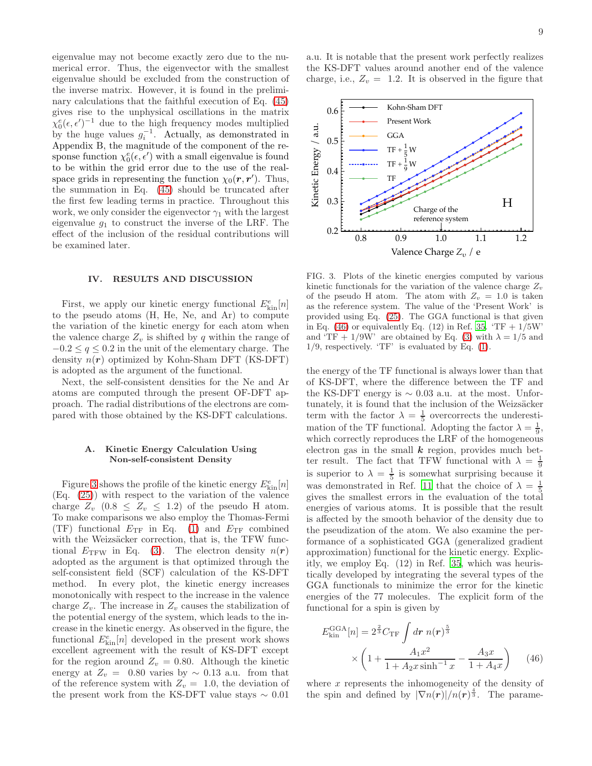eigenvalue may not become exactly zero due to the numerical error. Thus, the eigenvector with the smallest eigenvalue should be excluded from the construction of the inverse matrix. However, it is found in the preliminary calculations that the faithful execution of Eq. (45) gives rise to the unphysical oscillations in the matrix $\chi_0^e(\epsilon, \epsilon')^{-1}$ due to the high frequency modes multiplied by the huge values $g_i^{-1}$. Actually, as demonstrated in Appendix B, the magnitude of the component of the response function $\chi_0^e(\epsilon, \epsilon')$ with a small eigenvalue is found to be within the grid error due to the use of the real-space grids in representing the function $\chi_0(\boldsymbol{r}, \boldsymbol{r}')$. Thus, the summation in Eq. (45) should be truncated after the first few leading terms in practice. Throughout this work, we only consider the eigenvector $\gamma_1$ with the largest eigenvalue $g_1$ to construct the inverse of the LRF. The effect of the inclusion of the residual contributions will be examined later.

## IV. RESULTS AND DISCUSSION

First, we apply our kinetic energy functional $E_{\rm kin}^e[n]$ to the pseudo atoms (H, He, Ne, and Ar) to compute the variation of the kinetic energy for each atom when the valence charge $Z_v$ is shifted by $q$ within the range of $-0.2 \leq q \leq 0.2$ in the unit of the elementary charge. The density $n(\boldsymbol{r})$ optimized by Kohn-Sham DFT (KS-DFT) is adopted as the argument of the functional.

Next, the self-consistent densities for the Ne and Ar atoms are computed through the present OF-DFT approach. The radial distributions of the electrons are compared with those obtained by the KS-DFT calculations.

### A. Kinetic Energy Calculation Using Non-self-consistent Density

Figure 3 shows the profile of the kinetic energy $E_{\rm kin}^e[n]$ (Eq. (25)) with respect to the variation of the valence charge $Z_v$ ($0.8 \leq Z_v \leq 1.2$) of the pseudo H atom. To make comparisons we also employ the Thomas-Fermi (TF) functional $E_{\rm TF}$ in Eq. (1) and $E_{\rm TF}$ combined with the Weizsäcker correction, that is, the TFW functional $E_{\rm TFW}$ in Eq. (3). The electron density $n(\boldsymbol{r})$ adopted as the argument is that optimized through the self-consistent field (SCF) calculation of the KS-DFT method. In every plot, the kinetic energy increases monotonically with respect to the increase in the valence charge $Z_v$. The increase in $Z_v$ causes the stabilization of the potential energy of the system, which leads to the increase in the kinetic energy. As observed in the figure, the functional $E_{\rm kin}^e[n]$ developed in the present work shows excellent agreement with the result of KS-DFT except for the region around $Z_v = 0.80$. Although the kinetic energy at $Z_v =$ 0.80 varies by $\sim 0.13$ a.u. from that of the reference system with $Z_v =$ 1.0, the deviation of the present work from the KS-DFT value stays $\sim 0.01$ a.u. It is notable that the present work perfectly realizes the KS-DFT values around another end of the valence charge, i.e., $Z_v =$ 1.2. It is observed in the figure that

FIG. 3. Plots of the kinetic energies computed by various kinetic functionals for the variation of the valence charge $Z_v$ of the pseudo H atom. The atom with $Z_v = 1.0$ is taken as the reference system. The value of the 'Present Work' is provided using Eq. (25). The GGA functional is that given in Eq. (46) or equivalently Eq. (12) in Ref. 35. 'TF + 1/5W' and 'TF + 1/9W' are obtained by Eq. (3) with $\lambda = 1/5$ and 1/9, respectively. 'TF' is evaluated by Eq. (1).

the energy of the TF functional is always lower than that of KS-DFT, where the difference between the TF and the KS-DFT energy is $\sim 0.03$ a.u. at the most. Unfortunately, it is found that the inclusion of the Weizsäcker term with the factor $\lambda = \frac{1}{5}$ overcorrects the underestimation of the TF functional. Adopting the factor $\lambda = \frac{1}{9}$, which correctly reproduces the LRF of the homogeneous electron gas in the small $\boldsymbol{k}$ region, provides much better result. The fact that TFW functional with $\lambda = \frac{1}{9}$ is superior to $\lambda = \frac{1}{5}$ is somewhat surprising because it was demonstrated in Ref. 11 that the choice of $\lambda = \frac{1}{5}$ gives the smallest errors in the evaluation of the total energies of various atoms. It is possible that the result is affected by the smooth behavior of the density due to the pseudization of the atom. We also examine the performance of a sophisticated GGA (generalized gradient approximation) functional for the kinetic energy. Explicitly, we employ Eq. (12) in Ref. 35, which was heuristically developed by integrating the several types of the GGA functionals to minimize the error for the kinetic energies of the 77 molecules. The explicit form of the functional for a spin is given by

$$E_{\rm kin}^{\rm GGA}[n] = 2^{\frac{2}{3}} C_{\rm TF} \int d\boldsymbol{r}\; n(\boldsymbol{r})^{\frac{5}{3}} \times \left(1 + \frac{A_1 x^2}{1 + A_2 x \sinh^{-1} x} - \frac{A_3 x}{1 + A_4 x}\right) \quad (46)$$

where $x$ represents the inhomogeneity of the density of the spin and defined by $|\nabla n(\boldsymbol{r})|/n(\boldsymbol{r})^{\frac{4}{3}}$. The parame-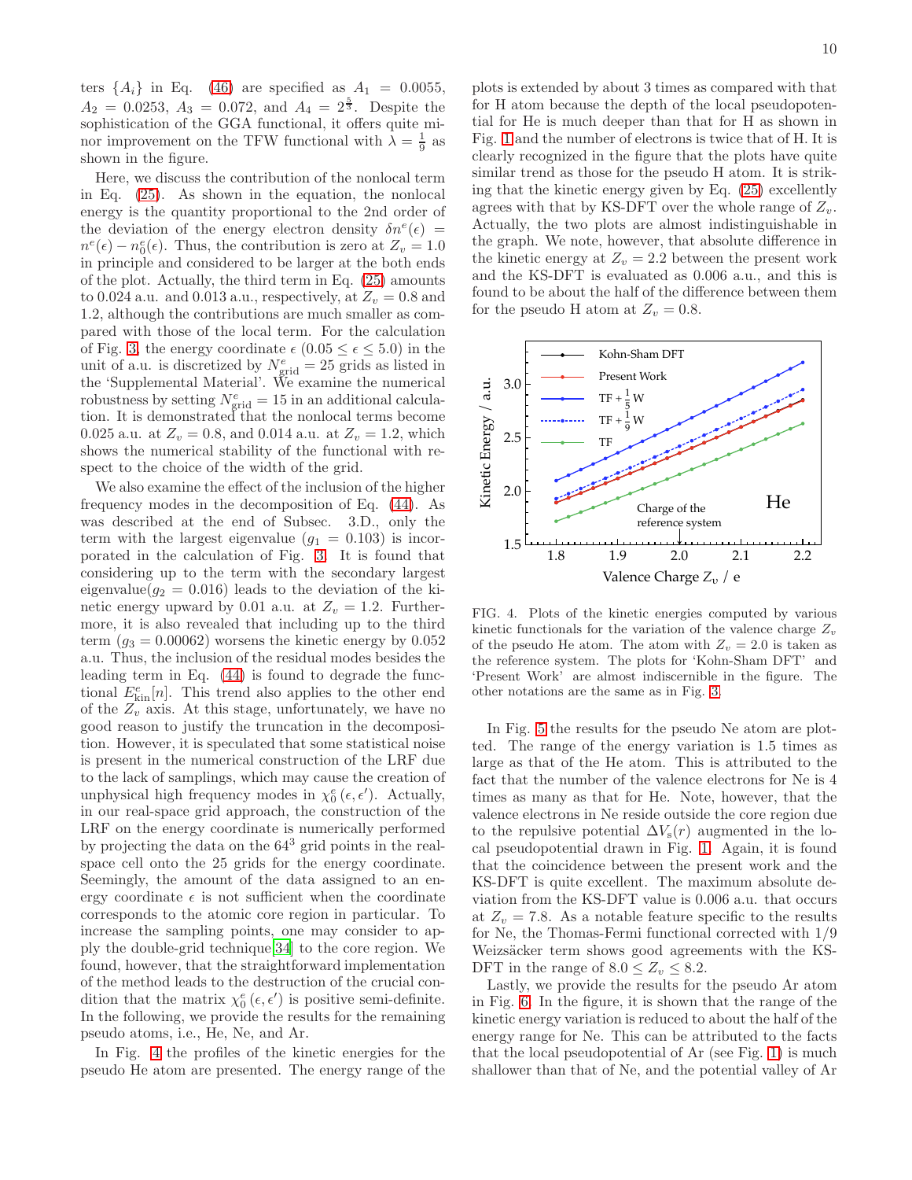ters $\{A_i\}$ in Eq. (46) are specified as $A_1 = 0.0055$, $A_2 = 0.0253$, $A_3 = 0.072$, and $A_4 = 2^{\frac{5}{3}}$. Despite the sophistication of the GGA functional, it offers quite minor improvement on the TFW functional with $\lambda = \frac{1}{9}$ as shown in the figure.

Here, we discuss the contribution of the nonlocal term in Eq. (25). As shown in the equation, the nonlocal energy is the quantity proportional to the 2nd order of the deviation of the energy electron density $\delta n^e(\epsilon) = n^e(\epsilon) - n_0^e(\epsilon)$. Thus, the contribution is zero at $Z_v = 1.0$ in principle and considered to be larger at the both ends of the plot. Actually, the third term in Eq. (25) amounts to 0.024 a.u. and 0.013 a.u., respectively, at $Z_v = 0.8$ and 1.2, although the contributions are much smaller as compared with those of the local term. For the calculation of Fig. 3, the energy coordinate $\epsilon$ $(0.05 \le \epsilon \le 5.0)$ in the unit of a.u. is discretized by $N^e_{\mathrm{grid}} = 25$ grids as listed in the 'Supplemental Material'. We examine the numerical robustness by setting $N^e_{\mathrm{grid}} = 15$ in an additional calculation. It is demonstrated that the nonlocal terms become 0.025 a.u. at $Z_v = 0.8$, and 0.014 a.u. at $Z_v = 1.2$, which shows the numerical stability of the functional with respect to the choice of the width of the grid.

We also examine the effect of the inclusion of the higher frequency modes in the decomposition of Eq. (44). As was described at the end of Subsec. 3.D., only the term with the largest eigenvalue ($g_1 = 0.103$) is incorporated in the calculation of Fig. 3. It is found that considering up to the term with the secondary largest eigenvalue($g_2 = 0.016$) leads to the deviation of the kinetic energy upward by 0.01 a.u. at $Z_v = 1.2$. Furthermore, it is also revealed that including up to the third term ($g_3 = 0.00062$) worsens the kinetic energy by 0.052 a.u. Thus, the inclusion of the residual modes besides the leading term in Eq. (44) is found to degrade the functional $E^e_{\mathrm{kin}}[n]$. This trend also applies to the other end of the $Z_v$ axis. At this stage, unfortunately, we have no good reason to justify the truncation in the decomposition. However, it is speculated that some statistical noise is present in the numerical construction of the LRF due to the lack of samplings, which may cause the creation of unphysical high frequency modes in $\chi^e_0(\epsilon, \epsilon')$. Actually, in our real-space grid approach, the construction of the LRF on the energy coordinate is numerically performed by projecting the data on the $64^3$ grid points in the real-space cell onto the 25 grids for the energy coordinate. Seemingly, the amount of the data assigned to an energy coordinate $\epsilon$ is not sufficient when the coordinate corresponds to the atomic core region in particular. To increase the sampling points, one may consider to apply the double-grid technique[34] to the core region. We found, however, that the straightforward implementation of the method leads to the destruction of the crucial condition that the matrix $\chi^e_0(\epsilon, \epsilon')$ is positive semi-definite. In the following, we provide the results for the remaining pseudo atoms, i.e., He, Ne, and Ar.

In Fig. 4 the profiles of the kinetic energies for the pseudo He atom are presented. The energy range of the plots is extended by about 3 times as compared with that for H atom because the depth of the local pseudopotential for He is much deeper than that for H as shown in Fig. 1 and the number of electrons is twice that of H. It is clearly recognized in the figure that the plots have quite similar trend as those for the pseudo H atom. It is striking that the kinetic energy given by Eq. (25) excellently agrees with that by KS-DFT over the whole range of $Z_v$. Actually, the two plots are almost indistinguishable in the graph. We note, however, that absolute difference in the kinetic energy at $Z_v = 2.2$ between the present work and the KS-DFT is evaluated as 0.006 a.u., and this is found to be about the half of the difference between them for the pseudo H atom at $Z_v = 0.8$.

FIG. 4. Plots of the kinetic energies computed by various kinetic functionals for the variation of the valence charge $Z_v$ of the pseudo He atom. The atom with $Z_v = 2.0$ is taken as the reference system. The plots for 'Kohn-Sham DFT' and 'Present Work' are almost indiscernible in the figure. The other notations are the same as in Fig. 3.

In Fig. 5 the results for the pseudo Ne atom are plotted. The range of the energy variation is 1.5 times as large as that of the He atom. This is attributed to the fact that the number of the valence electrons for Ne is 4 times as many as that for He. Note, however, that the valence electrons in Ne reside outside the core region due to the repulsive potential $\Delta V_s(r)$ augmented in the local pseudopotential drawn in Fig. 1. Again, it is found that the coincidence between the present work and the KS-DFT is quite excellent. The maximum absolute deviation from the KS-DFT value is 0.006 a.u. that occurs at $Z_v = 7.8$. As a notable feature specific to the results for Ne, the Thomas-Fermi functional corrected with 1/9 Weizsäcker term shows good agreements with the KS-DFT in the range of $8.0 \le Z_v \le 8.2$.

Lastly, we provide the results for the pseudo Ar atom in Fig. 6. In the figure, it is shown that the range of the kinetic energy variation is reduced to about the half of the energy range for Ne. This can be attributed to the facts that the local pseudopotential of Ar (see Fig. 1) is much shallower than that of Ne, and the potential valley of Ar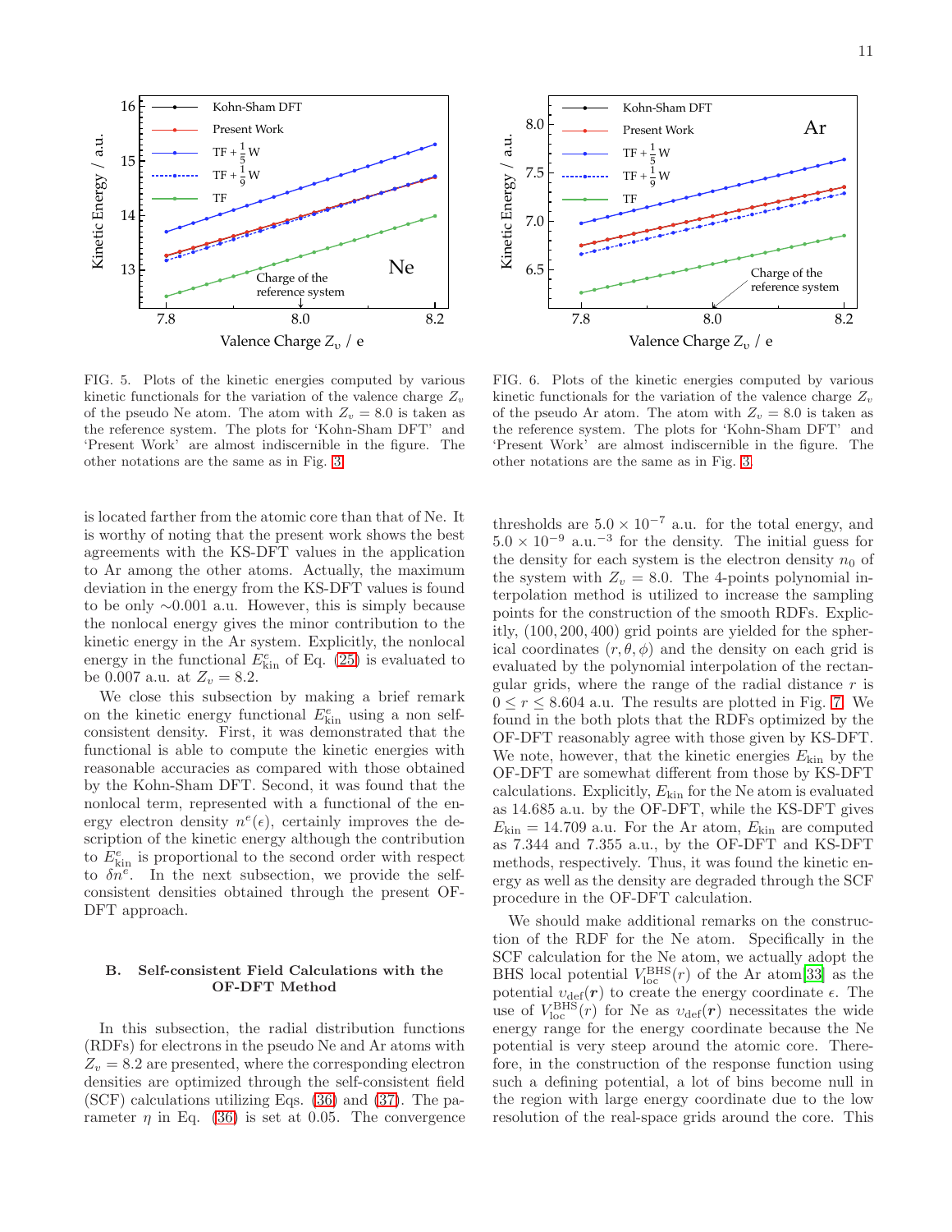FIG. 5. Plots of the kinetic energies computed by various kinetic functionals for the variation of the valence charge $Z_v$ of the pseudo Ne atom. The atom with $Z_v = 8.0$ is taken as the reference system. The plots for 'Kohn-Sham DFT' and 'Present Work' are almost indiscernible in the figure. The other notations are the same as in Fig. 3.

FIG. 6. Plots of the kinetic energies computed by various kinetic functionals for the variation of the valence charge $Z_v$ of the pseudo Ar atom. The atom with $Z_v = 8.0$ is taken as the reference system. The plots for 'Kohn-Sham DFT' and 'Present Work' are almost indiscernible in the figure. The other notations are the same as in Fig. 3.

is located farther from the atomic core than that of Ne. It is worthy of noting that the present work shows the best agreements with the KS-DFT values in the application to Ar among the other atoms. Actually, the maximum deviation in the energy from the KS-DFT values is found to be only ∼0.001 a.u. However, this is simply because the nonlocal energy gives the minor contribution to the kinetic energy in the Ar system. Explicitly, the nonlocal energy in the functional $E^e_{\rm kin}$ of Eq. (25) is evaluated to be 0.007 a.u. at $Z_v = 8.2$.

We close this subsection by making a brief remark on the kinetic energy functional $E^e_{\rm kin}$ using a non self-consistent density. First, it was demonstrated that the functional is able to compute the kinetic energies with reasonable accuracies as compared with those obtained by the Kohn-Sham DFT. Second, it was found that the nonlocal term, represented with a functional of the energy electron density $n^e(\epsilon)$, certainly improves the description of the kinetic energy although the contribution to $E^e_{\rm kin}$ is proportional to the second order with respect to $\delta n^e$. In the next subsection, we provide the self-consistent densities obtained through the present OF-DFT approach.

### B. Self-consistent Field Calculations with the OF-DFT Method

In this subsection, the radial distribution functions (RDFs) for electrons in the pseudo Ne and Ar atoms with $Z_v = 8.2$ are presented, where the corresponding electron densities are optimized through the self-consistent field (SCF) calculations utilizing Eqs. (36) and (37). The parameter $\eta$ in Eq. (36) is set at 0.05. The convergence thresholds are $5.0 \times 10^{-7}$ a.u. for the total energy, and $5.0 \times 10^{-9}$ a.u.$^{-3}$ for the density. The initial guess for the density for each system is the electron density $n_0$ of the system with $Z_v = 8.0$. The 4-points polynomial interpolation method is utilized to increase the sampling points for the construction of the smooth RDFs. Explicitly, (100, 200, 400) grid points are yielded for the spherical coordinates $(r, \theta, \phi)$ and the density on each grid is evaluated by the polynomial interpolation of the rectangular grids, where the range of the radial distance $r$ is $0 \le r \le 8.604$ a.u. The results are plotted in Fig. 7. We found in the both plots that the RDFs optimized by the OF-DFT reasonably agree with those given by KS-DFT. We note, however, that the kinetic energies $E_{\rm kin}$ by the OF-DFT are somewhat different from those by KS-DFT calculations. Explicitly, $E_{\rm kin}$ for the Ne atom is evaluated as 14.685 a.u. by the OF-DFT, while the KS-DFT gives $E_{\rm kin} = 14.709$ a.u. For the Ar atom, $E_{\rm kin}$ are computed as 7.344 and 7.355 a.u., by the OF-DFT and KS-DFT methods, respectively. Thus, it was found the kinetic energy as well as the density are degraded through the SCF procedure in the OF-DFT calculation.

We should make additional remarks on the construction of the RDF for the Ne atom. Specifically in the SCF calculation for the Ne atom, we actually adopt the BHS local potential $V^{\rm BHS}_{\rm loc}(r)$ of the Ar atom[33] as the potential $\upsilon_{\rm def}(\boldsymbol{r})$ to create the energy coordinate $\epsilon$. The use of $V^{\rm BHS}_{\rm loc}(r)$ for Ne as $\upsilon_{\rm def}(\boldsymbol{r})$ necessitates the wide energy range for the energy coordinate because the Ne potential is very steep around the atomic core. Therefore, in the construction of the response function using such a defining potential, a lot of bins become null in the region with large energy coordinate due to the low resolution of the real-space grids around the core. This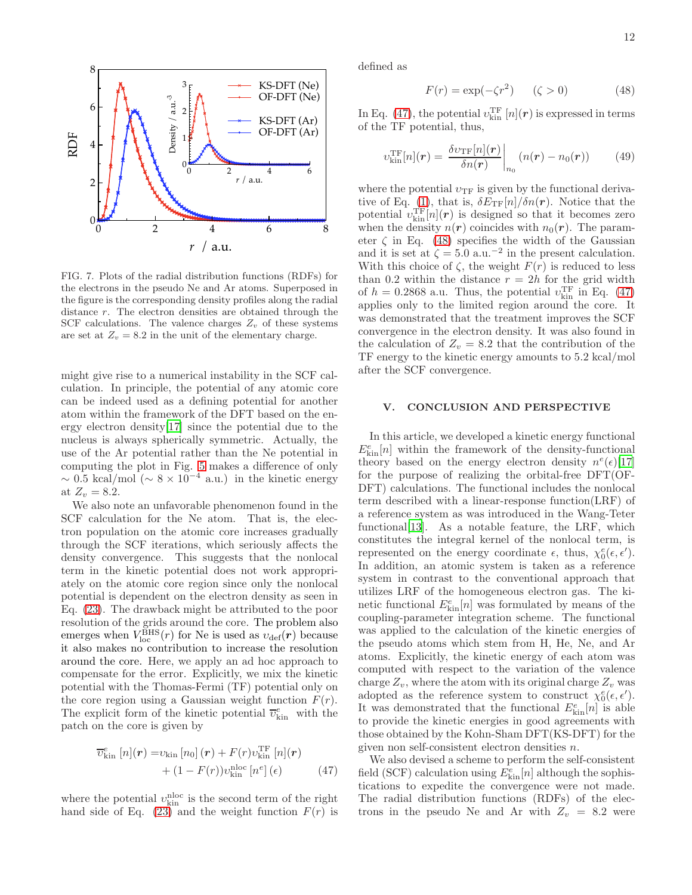FIG. 7. Plots of the radial distribution functions (RDFs) for the electrons in the pseudo Ne and Ar atoms. Superposed in the figure is the corresponding density profiles along the radial distance $r$. The electron densities are obtained through the SCF calculations. The valence charges $Z_v$ of these systems are set at $Z_v = 8.2$ in the unit of the elementary charge.

might give rise to a numerical instability in the SCF calculation. In principle, the potential of any atomic core can be indeed used as a defining potential for another atom within the framework of the DFT based on the energy electron density[17] since the potential due to the nucleus is always spherically symmetric. Actually, the use of the Ar potential rather than the Ne potential in computing the plot in Fig. 5 makes a difference of only $\sim 0.5$ kcal/mol ($\sim 8 \times 10^{-4}$ a.u.) in the kinetic energy at $Z_v = 8.2$.

We also note an unfavorable phenomenon found in the SCF calculation for the Ne atom. That is, the electron population on the atomic core increases gradually through the SCF iterations, which seriously affects the density convergence. This suggests that the nonlocal term in the kinetic potential does not work appropriately on the atomic core region since only the nonlocal potential is dependent on the electron density as seen in Eq. (23). The drawback might be attributed to the poor resolution of the grids around the core. The problem also emerges when $V^{\rm BHS}_{\rm loc}(r)$ for Ne is used as $\upsilon_{\rm def}(\boldsymbol{r})$ because it also makes no contribution to increase the resolution around the core. Here, we apply an ad hoc approach to compensate for the error. Explicitly, we mix the kinetic potential with the Thomas-Fermi (TF) potential only on the core region using a Gaussian weight function $F(r)$. The explicit form of the kinetic potential $\overline{\upsilon}^{e}_{\rm kin}$ with the patch on the core is given by

$$\overline{\upsilon}^{e}_{\rm kin}[n](\boldsymbol{r}) = \upsilon_{\rm kin}[n_0](\boldsymbol{r}) + F(r)\upsilon^{\rm TF}_{\rm kin}[n](\boldsymbol{r}) + (1 - F(r))\upsilon^{\rm nloc}_{\rm kin}[n^e](\epsilon) \tag{47}$$

where the potential $\upsilon^{\rm nloc}_{\rm kin}$ is the second term of the right hand side of Eq. (23) and the weight function $F(r)$ is defined as

$$F(r) = \exp(-\zeta r^2) \quad (\zeta > 0) \tag{48}$$

In Eq. (47), the potential $\upsilon^{\rm TF}_{\rm kin}[n](\boldsymbol{r})$ is expressed in terms of the TF potential, thus,

$$\upsilon^{\rm TF}_{\rm kin}[n](\boldsymbol{r}) = \left.\frac{\delta\upsilon_{\rm TF}[n](\boldsymbol{r})}{\delta n(\boldsymbol{r})}\right|_{n_0} (n(\boldsymbol{r}) - n_0(\boldsymbol{r})) \tag{49}$$

where the potential $\upsilon_{\rm TF}$ is given by the functional derivative of Eq. (1), that is, $\delta E_{\rm TF}[n]/\delta n(\boldsymbol{r})$. Notice that the potential $\upsilon^{\rm TF}_{\rm kin}[n](\boldsymbol{r})$ is designed so that it becomes zero when the density $n(\boldsymbol{r})$ coincides with $n_0(\boldsymbol{r})$. The parameter $\zeta$ in Eq. (48) specifies the width of the Gaussian and it is set at $\zeta = 5.0$ a.u.$^{-2}$ in the present calculation. With this choice of $\zeta$, the weight $F(r)$ is reduced to less than 0.2 within the distance $r = 2h$ for the grid width of $h = 0.2868$ a.u. Thus, the potential $\upsilon^{\rm TF}_{\rm kin}$ in Eq. (47) applies only to the limited region around the core. It was demonstrated that the treatment improves the SCF convergence in the electron density. It was also found in the calculation of $Z_v = 8.2$ that the contribution of the TF energy to the kinetic energy amounts to 5.2 kcal/mol after the SCF convergence.

## V. CONCLUSION AND PERSPECTIVE

In this article, we developed a kinetic energy functional $E^{e}_{\rm kin}[n]$ within the framework of the density-functional theory based on the energy electron density $n^{e}(\epsilon)$[17] for the purpose of realizing the orbital-free DFT(OF-DFT) calculations. The functional includes the nonlocal term described with a linear-response function(LRF) of a reference system as was introduced in the Wang-Teter functional[13]. As a notable feature, the LRF, which constitutes the integral kernel of the nonlocal term, is represented on the energy coordinate $\epsilon$, thus, $\chi^{e}_{0}(\epsilon, \epsilon')$. In addition, an atomic system is taken as a reference system in contrast to the conventional approach that utilizes LRF of the homogeneous electron gas. The kinetic functional $E^{e}_{\rm kin}[n]$ was formulated by means of the coupling-parameter integration scheme. The functional was applied to the calculation of the kinetic energies of the pseudo atoms which stem from H, He, Ne, and Ar atoms. Explicitly, the kinetic energy of each atom was computed with respect to the variation of the valence charge $Z_v$, where the atom with its original charge $Z_v$ was adopted as the reference system to construct $\chi^{e}_{0}(\epsilon, \epsilon')$. It was demonstrated that the functional $E^{e}_{\rm kin}[n]$ is able to provide the kinetic energies in good agreements with those obtained by the Kohn-Sham DFT(KS-DFT) for the given non self-consistent electron densities $n$.

We also devised a scheme to perform the self-consistent field (SCF) calculation using $E^{e}_{\rm kin}[n]$ although the sophistications to expedite the convergence were not made. The radial distribution functions (RDFs) of the electrons in the pseudo Ne and Ar with $Z_v = 8.2$ were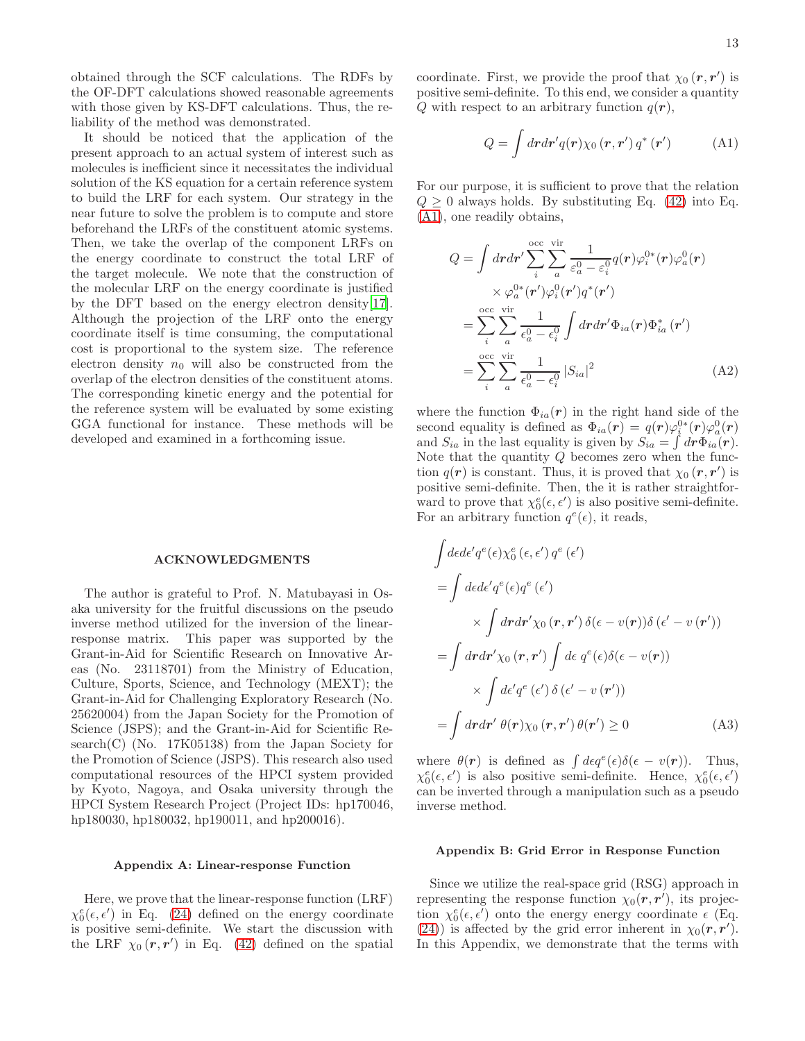obtained through the SCF calculations. The RDFs by the OF-DFT calculations showed reasonable agreements with those given by KS-DFT calculations. Thus, the reliability of the method was demonstrated.

It should be noticed that the application of the present approach to an actual system of interest such as molecules is inefficient since it necessitates the individual solution of the KS equation for a certain reference system to build the LRF for each system. Our strategy in the near future to solve the problem is to compute and store beforehand the LRFs of the constituent atomic systems. Then, we take the overlap of the component LRFs on the energy coordinate to construct the total LRF of the target molecule. We note that the construction of the molecular LRF on the energy coordinate is justified by the DFT based on the energy electron density[17]. Although the projection of the LRF onto the energy coordinate itself is time consuming, the computational cost is proportional to the system size. The reference electron density $n_0$ will also be constructed from the overlap of the electron densities of the constituent atoms. The corresponding kinetic energy and the potential for the reference system will be evaluated by some existing GGA functional for instance. These methods will be developed and examined in a forthcoming issue.

## ACKNOWLEDGMENTS

The author is grateful to Prof. N. Matubayasi in Osaka university for the fruitful discussions on the pseudo inverse method utilized for the inversion of the linear-response matrix. This paper was supported by the Grant-in-Aid for Scientific Research on Innovative Areas (No. 23118701) from the Ministry of Education, Culture, Sports, Science, and Technology (MEXT); the Grant-in-Aid for Challenging Exploratory Research (No. 25620004) from the Japan Society for the Promotion of Science (JSPS); and the Grant-in-Aid for Scientific Research(C) (No. 17K05138) from the Japan Society for the Promotion of Science (JSPS). This research also used computational resources of the HPCI system provided by Kyoto, Nagoya, and Osaka university through the HPCI System Research Project (Project IDs: hp170046, hp180030, hp180032, hp190011, and hp200016).

### Appendix A: Linear-response Function

Here, we prove that the linear-response function (LRF) $\chi_0^e(\epsilon, \epsilon')$ in Eq. (24) defined on the energy coordinate is positive semi-definite. We start the discussion with the LRF $\chi_0(\boldsymbol{r}, \boldsymbol{r}')$ in Eq. (42) defined on the spatial coordinate. First, we provide the proof that $\chi_0(\boldsymbol{r}, \boldsymbol{r}')$ is positive semi-definite. To this end, we consider a quantity $Q$ with respect to an arbitrary function $q(\boldsymbol{r})$,

$$Q = \int d\boldsymbol{r}d\boldsymbol{r}' q(\boldsymbol{r}) \chi_0(\boldsymbol{r}, \boldsymbol{r}') q^*(\boldsymbol{r}') \tag{A1}$$

For our purpose, it is sufficient to prove that the relation $Q \geq 0$ always holds. By substituting Eq. (42) into Eq. (A1), one readily obtains,

$$\begin{aligned} Q &= \int d\boldsymbol{r}d\boldsymbol{r}' \sum_i^{\text{occ}} \sum_a^{\text{vir}} \frac{1}{\varepsilon_a^0 - \varepsilon_i^0} q(\boldsymbol{r}) \varphi_i^{0*}(\boldsymbol{r}) \varphi_a^0(\boldsymbol{r}) \\ &\quad \times \varphi_a^{0*}(\boldsymbol{r}') \varphi_i^0(\boldsymbol{r}') q^*(\boldsymbol{r}') \\ &= \sum_i^{\text{occ}} \sum_a^{\text{vir}} \frac{1}{\epsilon_a^0 - \epsilon_i^0} \int d\boldsymbol{r}d\boldsymbol{r}' \Phi_{ia}(\boldsymbol{r}) \Phi_{ia}^*(\boldsymbol{r}') \\ &= \sum_i^{\text{occ}} \sum_a^{\text{vir}} \frac{1}{\epsilon_a^0 - \epsilon_i^0} |S_{ia}|^2 \end{aligned} \tag{A2}$$

where the function $\Phi_{ia}(\boldsymbol{r})$ in the right hand side of the second equality is defined as $\Phi_{ia}(\boldsymbol{r}) = q(\boldsymbol{r}) \varphi_i^{0*}(\boldsymbol{r}) \varphi_a^0(\boldsymbol{r})$ and $S_{ia}$ in the last equality is given by $S_{ia} = \int d\boldsymbol{r} \Phi_{ia}(\boldsymbol{r})$. Note that the quantity $Q$ becomes zero when the function $q(\boldsymbol{r})$ is constant. Thus, it is proved that $\chi_0(\boldsymbol{r}, \boldsymbol{r}')$ is positive semi-definite. Then, the it is rather straightforward to prove that $\chi_0^e(\epsilon, \epsilon')$ is also positive semi-definite. For an arbitrary function $q^e(\epsilon)$, it reads,

$$\begin{aligned} &\int d\epsilon d\epsilon' q^e(\epsilon) \chi_0^e(\epsilon, \epsilon') q^e(\epsilon') \\ &= \int d\epsilon d\epsilon' q^e(\epsilon) q^e(\epsilon') \\ &\qquad \times \int d\boldsymbol{r}d\boldsymbol{r}' \chi_0(\boldsymbol{r}, \boldsymbol{r}') \delta(\epsilon - v(\boldsymbol{r})) \delta(\epsilon' - v(\boldsymbol{r}')) \\ &= \int d\boldsymbol{r}d\boldsymbol{r}' \chi_0(\boldsymbol{r}, \boldsymbol{r}') \int d\epsilon \, q^e(\epsilon) \delta(\epsilon - v(\boldsymbol{r})) \\ &\qquad \times \int d\epsilon' q^e(\epsilon') \delta(\epsilon' - v(\boldsymbol{r}')) \\ &= \int d\boldsymbol{r}d\boldsymbol{r}' \, \theta(\boldsymbol{r}) \chi_0(\boldsymbol{r}, \boldsymbol{r}') \theta(\boldsymbol{r}') \geq 0 \end{aligned} \tag{A3}$$

where $\theta(\boldsymbol{r})$ is defined as $\int d\epsilon q^e(\epsilon) \delta(\epsilon - v(\boldsymbol{r}))$. Thus, $\chi_0^e(\epsilon, \epsilon')$ is also positive semi-definite. Hence, $\chi_0^e(\epsilon, \epsilon')$ can be inverted through a manipulation such as a pseudo inverse method.

### Appendix B: Grid Error in Response Function

Since we utilize the real-space grid (RSG) approach in representing the response function $\chi_0(\boldsymbol{r}, \boldsymbol{r}')$, its projection $\chi_0^e(\epsilon, \epsilon')$ onto the energy energy coordinate $\epsilon$ (Eq. (24)) is affected by the grid error inherent in $\chi_0(\boldsymbol{r}, \boldsymbol{r}')$. In this Appendix, we demonstrate that the terms with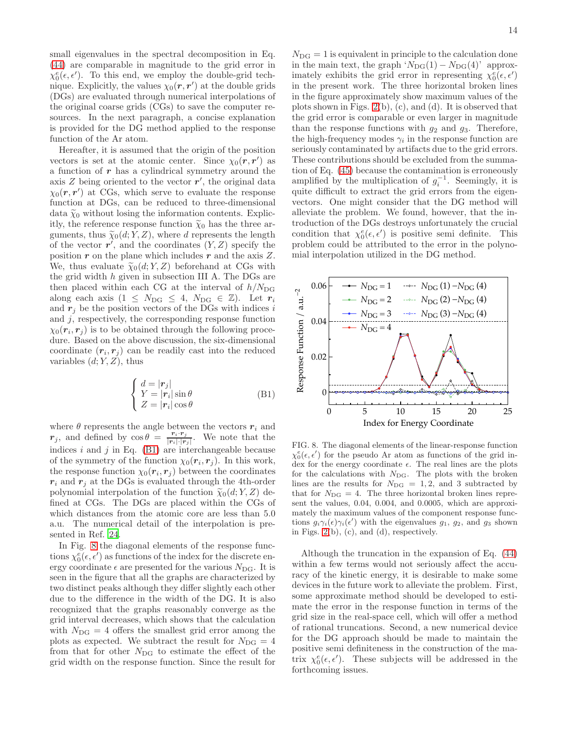small eigenvalues in the spectral decomposition in Eq. (44) are comparable in magnitude to the grid error in $\chi_0^{\rm e}(\epsilon,\epsilon')$. To this end, we employ the double-grid technique. Explicitly, the values $\chi_0(\boldsymbol{r},\boldsymbol{r}')$ at the double grids (DGs) are evaluated through numerical interpolations of the original coarse grids (CGs) to save the computer resources. In the next paragraph, a concise explanation is provided for the DG method applied to the response function of the Ar atom.

Hereafter, it is assumed that the origin of the position vectors is set at the atomic center. Since $\chi_0(\boldsymbol{r},\boldsymbol{r}')$ as a function of $\boldsymbol{r}$ has a cylindrical symmetry around the axis $Z$ being oriented to the vector $\boldsymbol{r}'$, the original data $\chi_0(\boldsymbol{r},\boldsymbol{r}')$ at CGs, which serve to evaluate the response function at DGs, can be reduced to three-dimensional data $\widetilde{\chi}_0$ without losing the information contents. Explicitly, the reference response function $\widetilde{\chi}_0$ has the three arguments, thus $\widetilde{\chi}_0(d;Y,Z)$, where $d$ represents the length of the vector $\boldsymbol{r}'$, and the coordinates $(Y,Z)$ specify the position $\boldsymbol{r}$ on the plane which includes $\boldsymbol{r}$ and the axis $Z$. We, thus evaluate $\widetilde{\chi}_0(d;Y,Z)$ beforehand at CGs with the grid width $h$ given in subsection III A. The DGs are then placed within each CG at the interval of $h/N_{\rm DG}$ along each axis ($1 \le N_{\rm DG} \le 4$, $N_{\rm DG} \in \mathbb{Z}$). Let $\boldsymbol{r}_i$ and $\boldsymbol{r}_j$ be the position vectors of the DGs with indices $i$ and $j$, respectively, the corresponding response function $\chi_0(\boldsymbol{r}_i,\boldsymbol{r}_j)$ is to be obtained through the following procedure. Based on the above discussion, the six-dimensional coordinate $(\boldsymbol{r}_i,\boldsymbol{r}_j)$ can be readily cast into the reduced variables $(d;Y,Z)$, thus

$$
\begin{cases}
d = |\boldsymbol{r}_j| \\
Y = |\boldsymbol{r}_i|\sin\theta \\
Z = |\boldsymbol{r}_i|\cos\theta
\end{cases}
\tag{B1}
$$

where $\theta$ represents the angle between the vectors $\boldsymbol{r}_i$ and $\boldsymbol{r}_j$, and defined by $\cos\theta = \frac{\boldsymbol{r}_i\cdot\boldsymbol{r}_j}{|\boldsymbol{r}_i|\cdot|\boldsymbol{r}_j|}$. We note that the indices $i$ and $j$ in Eq. (B1) are interchangeable because of the symmetry of the function $\chi_0(\boldsymbol{r}_i,\boldsymbol{r}_j)$. In this work, the response function $\chi_0(\boldsymbol{r}_i,\boldsymbol{r}_j)$ between the coordinates $\boldsymbol{r}_i$ and $\boldsymbol{r}_j$ at the DGs is evaluated through the 4th-order polynomial interpolation of the function $\widetilde{\chi}_0(d;Y,Z)$ defined at CGs. The DGs are placed within the CGs of which distances from the atomic core are less than 5.0 a.u. The numerical detail of the interpolation is presented in Ref. 24.

In Fig. 8 the diagonal elements of the response functions $\chi_0^{\rm e}(\epsilon,\epsilon')$ as functions of the index for the discrete energy coordinate $\epsilon$ are presented for the various $N_{\rm DG}$. It is seen in the figure that all the graphs are characterized by two distinct peaks although they differ slightly each other due to the difference in the width of the DG. It is also recognized that the graphs reasonably converge as the grid interval decreases, which shows that the calculation with $N_{\rm DG}=4$ offers the smallest grid error among the plots as expected. We subtract the result for $N_{\rm DG}=4$ from that for other $N_{\rm DG}$ to estimate the effect of the grid width on the response function. Since the result for $N_{\rm DG}=1$ is equivalent in principle to the calculation done in the main text, the graph '$N_{\rm DG}(1)-N_{\rm DG}(4)$' approximately exhibits the grid error in representing $\chi_0^{\rm e}(\epsilon,\epsilon')$ in the present work. The three horizontal broken lines in the figure approximately show maximum values of the plots shown in Figs. 2(b), (c), and (d). It is observed that the grid error is comparable or even larger in magnitude than the response functions with $g_2$ and $g_3$. Therefore, the high-frequency modes $\gamma_i$ in the response function are seriously contaminated by artifacts due to the grid errors. These contributions should be excluded from the summation of Eq. (45) because the contamination is erroneously amplified by the multiplication of $g_i^{-1}$. Seemingly, it is quite difficult to extract the grid errors from the eigenvectors. One might consider that the DG method will alleviate the problem. We found, however, that the introduction of the DGs destroys unfortunately the crucial condition that $\chi_0^{\rm e}(\epsilon,\epsilon')$ is positive semi definite. This problem could be attributed to the error in the polynomial interpolation utilized in the DG method.

FIG. 8. The diagonal elements of the linear-response function $\chi_0^{\rm e}(\epsilon,\epsilon')$ for the pseudo Ar atom as functions of the grid index for the energy coordinate $\epsilon$. The real lines are the plots for the calculations with $N_{\rm DG}$. The plots with the broken lines are the results for $N_{\rm DG}=1,2,$ and 3 subtracted by that for $N_{\rm DG}=4$. The three horizontal broken lines represent the values, 0.04, 0.004, and 0.0005, which are approximately the maximum values of the component response functions $g_i\gamma_i(\epsilon)\gamma_i(\epsilon')$ with the eigenvalues $g_1$, $g_2$, and $g_3$ shown in Figs. 2(b), (c), and (d), respectively.

Although the truncation in the expansion of Eq. (44) within a few terms would not seriously affect the accuracy of the kinetic energy, it is desirable to make some devices in the future work to alleviate the problem. First, some approximate method should be developed to estimate the error in the response function in terms of the grid size in the real-space cell, which will offer a method of rational truncations. Second, a new numerical device for the DG approach should be made to maintain the positive semi definiteness in the construction of the matrix $\chi_0^{\rm e}(\epsilon,\epsilon')$. These subjects will be addressed in the forthcoming issues.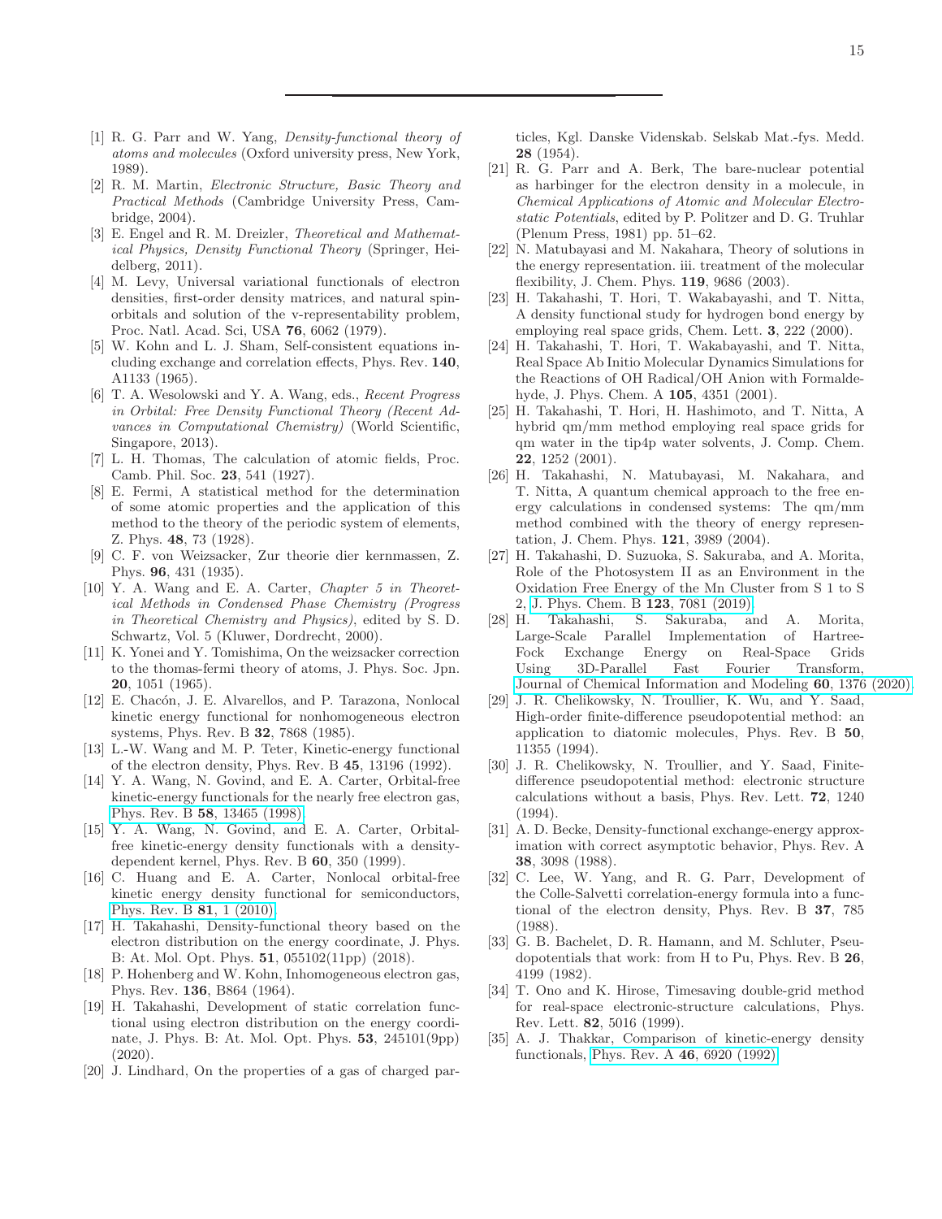[1] R. G. Parr and W. Yang, *Density-functional theory of atoms and molecules* (Oxford university press, New York, 1989).

[2] R. M. Martin, *Electronic Structure, Basic Theory and Practical Methods* (Cambridge University Press, Cambridge, 2004).

[3] E. Engel and R. M. Dreizler, *Theoretical and Mathematical Physics, Density Functional Theory* (Springer, Heidelberg, 2011).

[4] M. Levy, Universal variational functionals of electron densities, first-order density matrices, and natural spin-orbitals and solution of the v-representability problem, Proc. Natl. Acad. Sci, USA **76**, 6062 (1979).

[5] W. Kohn and L. J. Sham, Self-consistent equations including exchange and correlation effects, Phys. Rev. **140**, A1133 (1965).

[6] T. A. Wesolowski and Y. A. Wang, eds., *Recent Progress in Orbital: Free Density Functional Theory (Recent Advances in Computational Chemistry)* (World Scientific, Singapore, 2013).

[7] L. H. Thomas, The calculation of atomic fields, Proc. Camb. Phil. Soc. **23**, 541 (1927).

[8] E. Fermi, A statistical method for the determination of some atomic properties and the application of this method to the theory of the periodic system of elements, Z. Phys. **48**, 73 (1928).

[9] C. F. von Weizsacker, Zur theorie dier kernmassen, Z. Phys. **96**, 431 (1935).

[10] Y. A. Wang and E. A. Carter, *Chapter 5 in Theoretical Methods in Condensed Phase Chemistry (Progress in Theoretical Chemistry and Physics)*, edited by S. D. Schwartz, Vol. 5 (Kluwer, Dordrecht, 2000).

[11] K. Yonei and Y. Tomishima, On the weizsacker correction to the thomas-fermi theory of atoms, J. Phys. Soc. Jpn. **20**, 1051 (1965).

[12] E. Chacón, J. E. Alvarellos, and P. Tarazona, Nonlocal kinetic energy functional for nonhomogeneous electron systems, Phys. Rev. B **32**, 7868 (1985).

[13] L.-W. Wang and M. P. Teter, Kinetic-energy functional of the electron density, Phys. Rev. B **45**, 13196 (1992).

[14] Y. A. Wang, N. Govind, and E. A. Carter, Orbital-free kinetic-energy functionals for the nearly free electron gas, Phys. Rev. B **58**, 13465 (1998).

[15] Y. A. Wang, N. Govind, and E. A. Carter, Orbital-free kinetic-energy density functionals with a density-dependent kernel, Phys. Rev. B **60**, 350 (1999).

[16] C. Huang and E. A. Carter, Nonlocal orbital-free kinetic energy density functional for semiconductors, Phys. Rev. B **81**, 1 (2010).

[17] H. Takahashi, Density-functional theory based on the electron distribution on the energy coordinate, J. Phys. B: At. Mol. Opt. Phys. **51**, 055102(11pp) (2018).

[18] P. Hohenberg and W. Kohn, Inhomogeneous electron gas, Phys. Rev. **136**, B864 (1964).

[19] H. Takahashi, Development of static correlation functional using electron distribution on the energy coordinate, J. Phys. B: At. Mol. Opt. Phys. **53**, 245101(9pp) (2020).

[20] J. Lindhard, On the properties of a gas of charged particles, Kgl. Danske Videnskab. Selskab Mat.-fys. Medd. **28** (1954).

[21] R. G. Parr and A. Berk, The bare-nuclear potential as harbinger for the electron density in a molecule, in *Chemical Applications of Atomic and Molecular Electrostatic Potentials*, edited by P. Politzer and D. G. Truhlar (Plenum Press, 1981) pp. 51–62.

[22] N. Matubayasi and M. Nakahara, Theory of solutions in the energy representation. iii. treatment of the molecular flexibility, J. Chem. Phys. **119**, 9686 (2003).

[23] H. Takahashi, T. Hori, T. Wakabayashi, and T. Nitta, A density functional study for hydrogen bond energy by employing real space grids, Chem. Lett. **3**, 222 (2000).

[24] H. Takahashi, T. Hori, T. Wakabayashi, and T. Nitta, Real Space Ab Initio Molecular Dynamics Simulations for the Reactions of OH Radical/OH Anion with Formaldehyde, J. Phys. Chem. A **105**, 4351 (2001).

[25] H. Takahashi, T. Hori, H. Hashimoto, and T. Nitta, A hybrid qm/mm method employing real space grids for qm water in the tip4p water solvents, J. Comp. Chem. **22**, 1252 (2001).

[26] H. Takahashi, N. Matubayasi, M. Nakahara, and T. Nitta, A quantum chemical approach to the free energy calculations in condensed systems: The qm/mm method combined with the theory of energy representation, J. Chem. Phys. **121**, 3989 (2004).

[27] H. Takahashi, D. Suzuoka, S. Sakuraba, and A. Morita, Role of the Photosystem II as an Environment in the Oxidation Free Energy of the Mn Cluster from S 1 to S 2, J. Phys. Chem. B **123**, 7081 (2019).

[28] H. Takahashi, S. Sakuraba, and A. Morita, Large-Scale Parallel Implementation of Hartree-Fock Exchange Energy on Real-Space Grids Using 3D-Parallel Fast Fourier Transform, Journal of Chemical Information and Modeling **60**, 1376 (2020).

[29] J. R. Chelikowsky, N. Troullier, K. Wu, and Y. Saad, High-order finite-difference pseudopotential method: an application to diatomic molecules, Phys. Rev. B **50**, 11355 (1994).

[30] J. R. Chelikowsky, N. Troullier, and Y. Saad, Finite-difference pseudopotential method: electronic structure calculations without a basis, Phys. Rev. Lett. **72**, 1240 (1994).

[31] A. D. Becke, Density-functional exchange-energy approximation with correct asymptotic behavior, Phys. Rev. A **38**, 3098 (1988).

[32] C. Lee, W. Yang, and R. G. Parr, Development of the Colle-Salvetti correlation-energy formula into a functional of the electron density, Phys. Rev. B **37**, 785 (1988).

[33] G. B. Bachelet, D. R. Hamann, and M. Schluter, Pseudopotentials that work: from H to Pu, Phys. Rev. B **26**, 4199 (1982).

[34] T. Ono and K. Hirose, Timesaving double-grid method for real-space electronic-structure calculations, Phys. Rev. Lett. **82**, 5016 (1999).

[35] A. J. Thakkar, Comparison of kinetic-energy density functionals, Phys. Rev. A **46**, 6920 (1992).